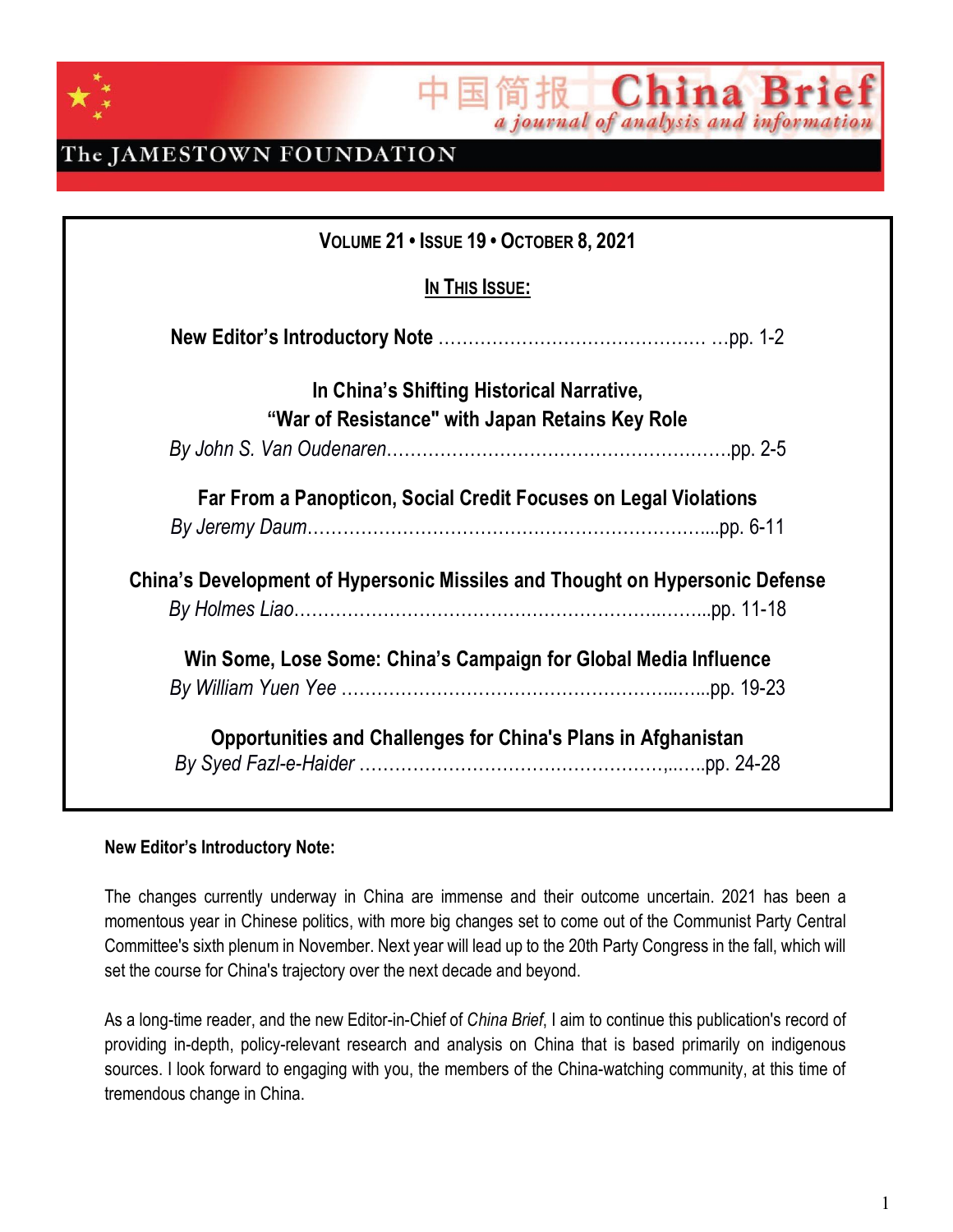# 中国简报 China Brief

*a journal of analysis and information*

The JAMESTOWN FOUNDATION

**VOLUME 21 • ISSUE 19 • OCTOBER 8, 2021**

**IN THIS ISSUE:**

**New Editor's Introductory Note** ............................................ ...pp. 1-2

**In China's Shifting Historical Narrative, "War of Resistance" with Japan Retains Key Role**
*By John S. Van Oudenaren*.......................................................pp. 2-5

**Far From a Panopticon, Social Credit Focuses on Legal Violations**
*By Jeremy Daum*....................................................................pp. 6-11

**China's Development of Hypersonic Missiles and Thought on Hypersonic Defense**
*By Holmes Liao*.......................................................................pp. 11-18

**Win Some, Lose Some: China's Campaign for Global Media Influence**
*By William Yuen Yee* ...............................................................pp. 19-23

**Opportunities and Challenges for China's Plans in Afghanistan**
*By Syed Fazl-e-Haider* ..............................................................pp. 24-28

**New Editor's Introductory Note:**

The changes currently underway in China are immense and their outcome uncertain. 2021 has been a momentous year in Chinese politics, with more big changes set to come out of the Communist Party Central Committee's sixth plenum in November. Next year will lead up to the 20th Party Congress in the fall, which will set the course for China's trajectory over the next decade and beyond.

As a long-time reader, and the new Editor-in-Chief of *China Brief*, I aim to continue this publication's record of providing in-depth, policy-relevant research and analysis on China that is based primarily on indigenous sources. I look forward to engaging with you, the members of the China-watching community, at this time of tremendous change in China.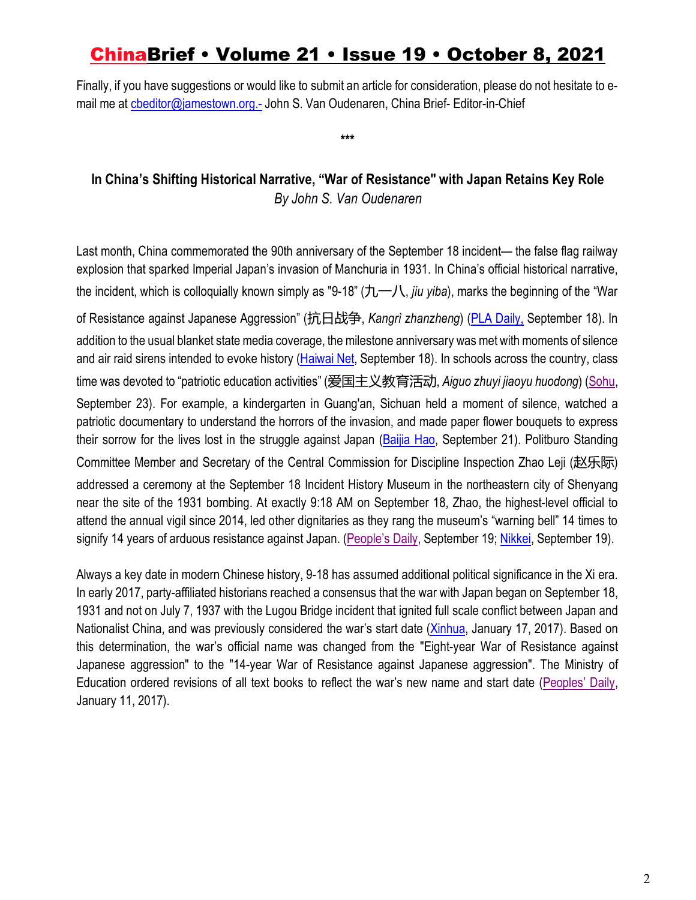Finally, if you have suggestions or would like to submit an article for consideration, please do not hesitate to e-mail me at cbeditor@jamestown.org.- John S. Van Oudenaren, China Brief- Editor-in-Chief

***

## In China's Shifting Historical Narrative, "War of Resistance" with Japan Retains Key Role

*By John S. Van Oudenaren*

Last month, China commemorated the 90th anniversary of the September 18 incident— the false flag railway explosion that sparked Imperial Japan's invasion of Manchuria in 1931. In China's official historical narrative, the incident, which is colloquially known simply as "9-18" (九一八, *jiu yiba*), marks the beginning of the "War of Resistance against Japanese Aggression" (抗日战争, *Kangri zhanzheng*) (PLA Daily, September 18). In addition to the usual blanket state media coverage, the milestone anniversary was met with moments of silence and air raid sirens intended to evoke history (Haiwai Net, September 18). In schools across the country, class time was devoted to "patriotic education activities" (爱国主义教育活动, *Aiguo zhuyi jiaoyu huodong*) (Sohu, September 23). For example, a kindergarten in Guang'an, Sichuan held a moment of silence, watched a patriotic documentary to understand the horrors of the invasion, and made paper flower bouquets to express their sorrow for the lives lost in the struggle against Japan (Baijia Hao, September 21). Politburo Standing Committee Member and Secretary of the Central Commission for Discipline Inspection Zhao Leji (赵乐际) addressed a ceremony at the September 18 Incident History Museum in the northeastern city of Shenyang near the site of the 1931 bombing. At exactly 9:18 AM on September 18, Zhao, the highest-level official to attend the annual vigil since 2014, led other dignitaries as they rang the museum's "warning bell" 14 times to signify 14 years of arduous resistance against Japan. (People's Daily, September 19; Nikkei, September 19).

Always a key date in modern Chinese history, 9-18 has assumed additional political significance in the Xi era. In early 2017, party-affiliated historians reached a consensus that the war with Japan began on September 18, 1931 and not on July 7, 1937 with the Lugou Bridge incident that ignited full scale conflict between Japan and Nationalist China, and was previously considered the war's start date (Xinhua, January 17, 2017). Based on this determination, the war's official name was changed from the "Eight-year War of Resistance against Japanese aggression" to the "14-year War of Resistance against Japanese aggression". The Ministry of Education ordered revisions of all text books to reflect the war's new name and start date (Peoples' Daily, January 11, 2017).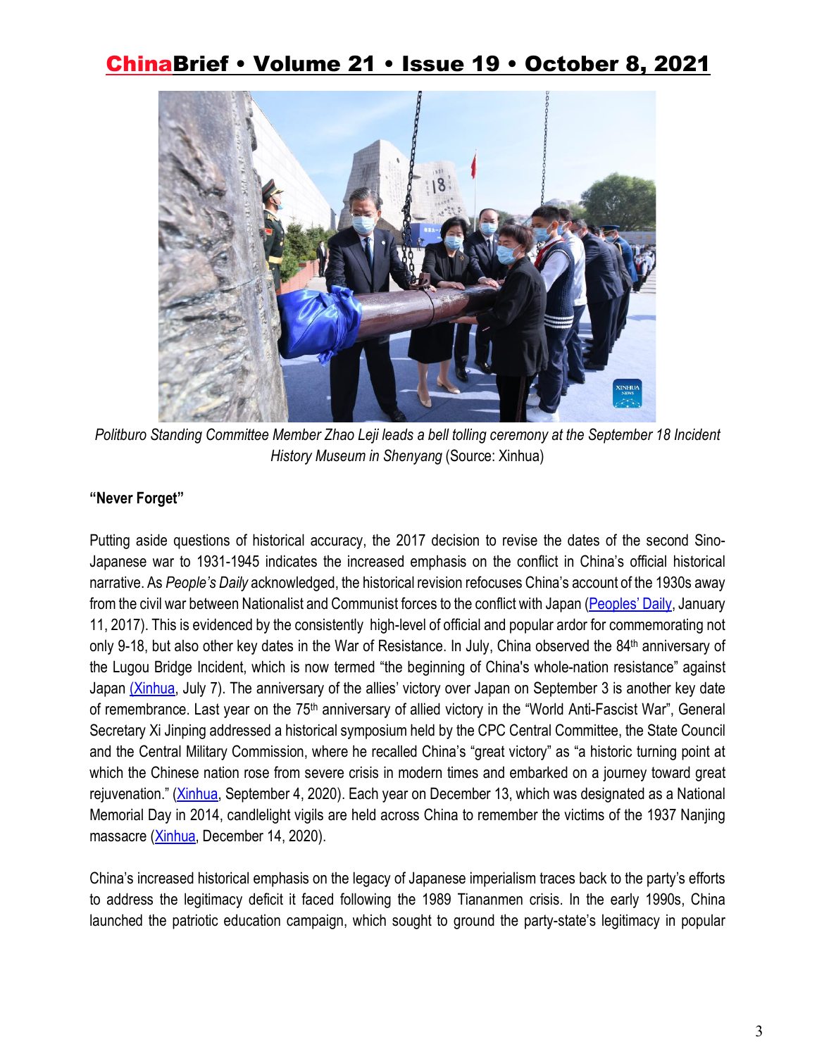*Politburo Standing Committee Member Zhao Leji leads a bell tolling ceremony at the September 18 Incident History Museum in Shenyang* (Source: Xinhua)

**"Never Forget"**

Putting aside questions of historical accuracy, the 2017 decision to revise the dates of the second Sino-Japanese war to 1931-1945 indicates the increased emphasis on the conflict in China's official historical narrative. As *People's Daily* acknowledged, the historical revision refocuses China's account of the 1930s away from the civil war between Nationalist and Communist forces to the conflict with Japan (Peoples' Daily, January 11, 2017). This is evidenced by the consistently high-level of official and popular ardor for commemorating not only 9-18, but also other key dates in the War of Resistance. In July, China observed the 84th anniversary of the Lugou Bridge Incident, which is now termed "the beginning of China's whole-nation resistance" against Japan (Xinhua, July 7). The anniversary of the allies' victory over Japan on September 3 is another key date of remembrance. Last year on the 75th anniversary of allied victory in the "World Anti-Fascist War", General Secretary Xi Jinping addressed a historical symposium held by the CPC Central Committee, the State Council and the Central Military Commission, where he recalled China's "great victory" as "a historic turning point at which the Chinese nation rose from severe crisis in modern times and embarked on a journey toward great rejuvenation." (Xinhua, September 4, 2020). Each year on December 13, which was designated as a National Memorial Day in 2014, candlelight vigils are held across China to remember the victims of the 1937 Nanjing massacre (Xinhua, December 14, 2020).

China's increased historical emphasis on the legacy of Japanese imperialism traces back to the party's efforts to address the legitimacy deficit it faced following the 1989 Tiananmen crisis. In the early 1990s, China launched the patriotic education campaign, which sought to ground the party-state's legitimacy in popular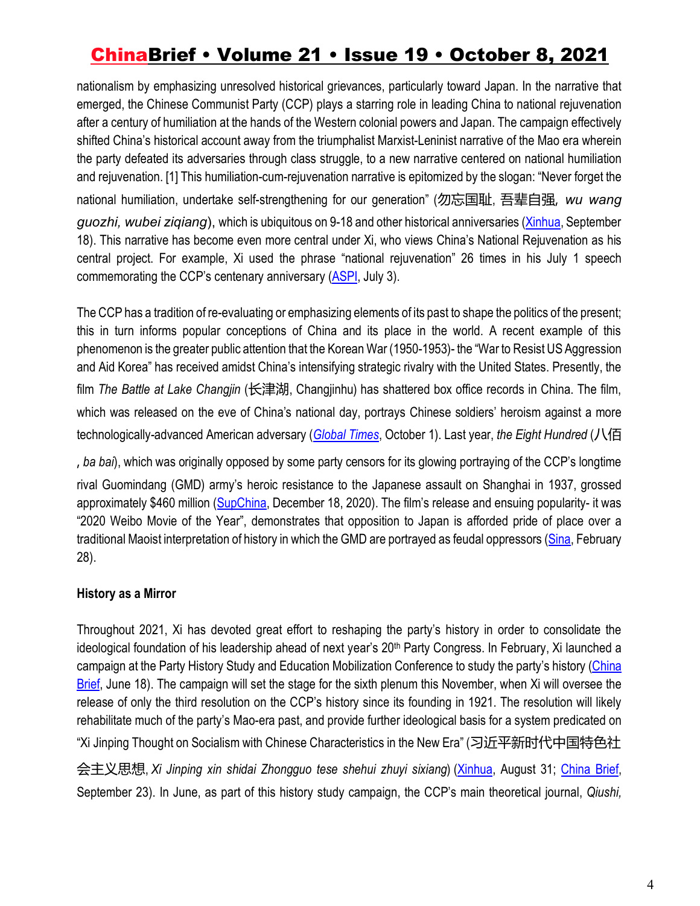nationalism by emphasizing unresolved historical grievances, particularly toward Japan. In the narrative that emerged, the Chinese Communist Party (CCP) plays a starring role in leading China to national rejuvenation after a century of humiliation at the hands of the Western colonial powers and Japan. The campaign effectively shifted China's historical account away from the triumphalist Marxist-Leninist narrative of the Mao era wherein the party defeated its adversaries through class struggle, to a new narrative centered on national humiliation and rejuvenation. [1] This humiliation-cum-rejuvenation narrative is epitomized by the slogan: "Never forget the national humiliation, undertake self-strengthening for our generation" (勿忘国耻, 吾辈自强, *wu wang guozhi, wubei ziqiang*), which is ubiquitous on 9-18 and other historical anniversaries (Xinhua, September 18). This narrative has become even more central under Xi, who views China's National Rejuvenation as his central project. For example, Xi used the phrase "national rejuvenation" 26 times in his July 1 speech commemorating the CCP's centenary anniversary (ASPI, July 3).

The CCP has a tradition of re-evaluating or emphasizing elements of its past to shape the politics of the present; this in turn informs popular conceptions of China and its place in the world. A recent example of this phenomenon is the greater public attention that the Korean War (1950-1953)- the "War to Resist US Aggression and Aid Korea" has received amidst China's intensifying strategic rivalry with the United States. Presently, the film *The Battle at Lake Changjin* (长津湖, Changjinhu) has shattered box office records in China. The film, which was released on the eve of China's national day, portrays Chinese soldiers' heroism against a more technologically-advanced American adversary (*Global Times*, October 1). Last year, *the Eight Hundred* (八佰, *ba bai*), which was originally opposed by some party censors for its glowing portraying of the CCP's longtime rival Guomindang (GMD) army's heroic resistance to the Japanese assault on Shanghai in 1937, grossed approximately $460 million (SupChina, December 18, 2020). The film's release and ensuing popularity- it was "2020 Weibo Movie of the Year", demonstrates that opposition to Japan is afforded pride of place over a traditional Maoist interpretation of history in which the GMD are portrayed as feudal oppressors (Sina, February 28).

**History as a Mirror**

Throughout 2021, Xi has devoted great effort to reshaping the party's history in order to consolidate the ideological foundation of his leadership ahead of next year's 20th Party Congress. In February, Xi launched a campaign at the Party History Study and Education Mobilization Conference to study the party's history (China Brief, June 18). The campaign will set the stage for the sixth plenum this November, when Xi will oversee the release of only the third resolution on the CCP's history since its founding in 1921. The resolution will likely rehabilitate much of the party's Mao-era past, and provide further ideological basis for a system predicated on "Xi Jinping Thought on Socialism with Chinese Characteristics in the New Era" (习近平新时代中国特色社会主义思想, *Xi Jinping xin shidai Zhongguo tese shehui zhuyi sixiang*) (Xinhua, August 31; China Brief, September 23). In June, as part of this history study campaign, the CCP's main theoretical journal, *Qiushi,*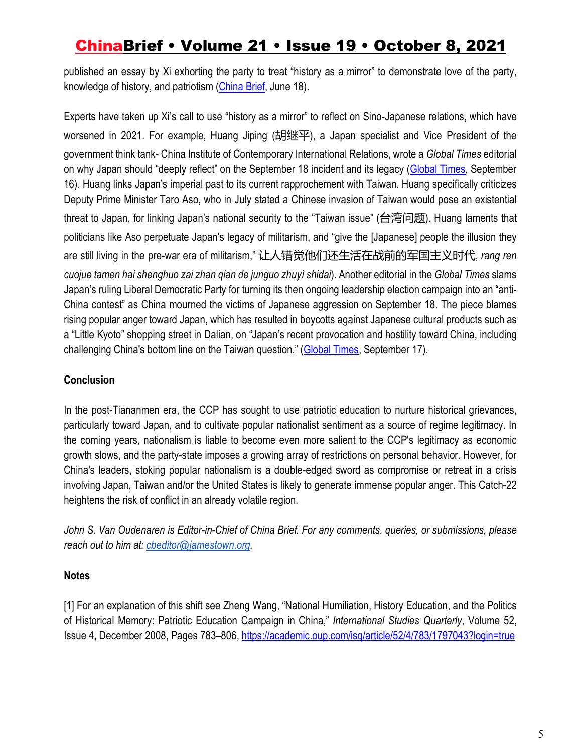published an essay by Xi exhorting the party to treat "history as a mirror" to demonstrate love of the party, knowledge of history, and patriotism ([China Brief](), June 18).

Experts have taken up Xi's call to use "history as a mirror" to reflect on Sino-Japanese relations, which have worsened in 2021. For example, Huang Jiping (胡继平), a Japan specialist and Vice President of the government think tank- China Institute of Contemporary International Relations, wrote a *Global Times* editorial on why Japan should "deeply reflect" on the September 18 incident and its legacy ([Global Times](), September 16). Huang links Japan's imperial past to its current rapprochement with Taiwan. Huang specifically criticizes Deputy Prime Minister Taro Aso, who in July stated a Chinese invasion of Taiwan would pose an existential threat to Japan, for linking Japan's national security to the "Taiwan issue" (台湾问题). Huang laments that politicians like Aso perpetuate Japan's legacy of militarism, and "give the [Japanese] people the illusion they are still living in the pre-war era of militarism," 让人错觉他们还生活在战前的军国主义时代, *rang ren cuojue tamen hai shenghuo zai zhan qian de junguo zhuyì shidai*). Another editorial in the *Global Times* slams Japan's ruling Liberal Democratic Party for turning its then ongoing leadership election campaign into an "anti-China contest" as China mourned the victims of Japanese aggression on September 18. The piece blames rising popular anger toward Japan, which has resulted in boycotts against Japanese cultural products such as a "Little Kyoto" shopping street in Dalian, on "Japan's recent provocation and hostility toward China, including challenging China's bottom line on the Taiwan question." ([Global Times](), September 17).

**Conclusion**

In the post-Tiananmen era, the CCP has sought to use patriotic education to nurture historical grievances, particularly toward Japan, and to cultivate popular nationalist sentiment as a source of regime legitimacy. In the coming years, nationalism is liable to become even more salient to the CCP's legitimacy as economic growth slows, and the party-state imposes a growing array of restrictions on personal behavior. However, for China's leaders, stoking popular nationalism is a double-edged sword as compromise or retreat in a crisis involving Japan, Taiwan and/or the United States is likely to generate immense popular anger. This Catch-22 heightens the risk of conflict in an already volatile region.

*John S. Van Oudenaren is Editor-in-Chief of China Brief. For any comments, queries, or submissions, please reach out to him at: [cbeditor@jamestown.org](mailto:cbeditor@jamestown.org).*

**Notes**

[1] For an explanation of this shift see Zheng Wang, "National Humiliation, History Education, and the Politics of Historical Memory: Patriotic Education Campaign in China," *International Studies Quarterly*, Volume 52, Issue 4, December 2008, Pages 783–806, https://academic.oup.com/isq/article/52/4/783/1797043?login=true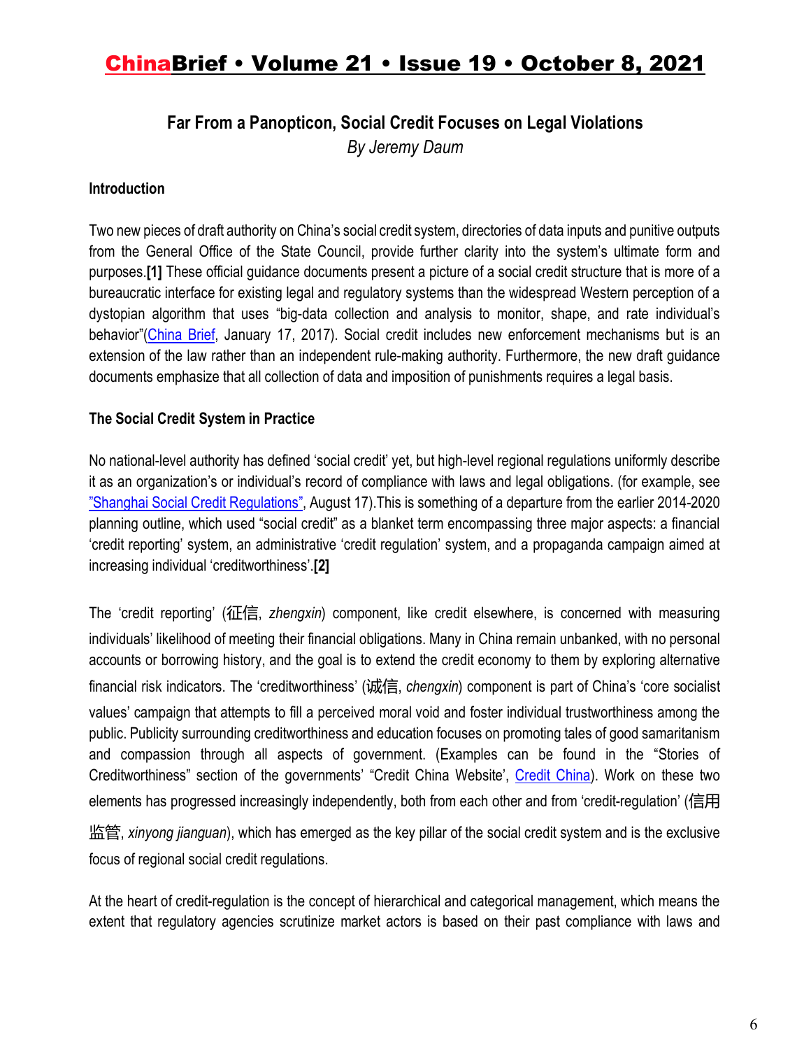## Far From a Panopticon, Social Credit Focuses on Legal Violations

*By Jeremy Daum*

### Introduction

Two new pieces of draft authority on China's social credit system, directories of data inputs and punitive outputs from the General Office of the State Council, provide further clarity into the system's ultimate form and purposes.**[1]** These official guidance documents present a picture of a social credit structure that is more of a bureaucratic interface for existing legal and regulatory systems than the widespread Western perception of a dystopian algorithm that uses "big-data collection and analysis to monitor, shape, and rate individual's behavior"(China Brief, January 17, 2017). Social credit includes new enforcement mechanisms but is an extension of the law rather than an independent rule-making authority. Furthermore, the new draft guidance documents emphasize that all collection of data and imposition of punishments requires a legal basis.

### The Social Credit System in Practice

No national-level authority has defined 'social credit' yet, but high-level regional regulations uniformly describe it as an organization's or individual's record of compliance with laws and legal obligations. (for example, see "Shanghai Social Credit Regulations", August 17).This is something of a departure from the earlier 2014-2020 planning outline, which used "social credit" as a blanket term encompassing three major aspects: a financial 'credit reporting' system, an administrative 'credit regulation' system, and a propaganda campaign aimed at increasing individual 'creditworthiness'.**[2]**

The 'credit reporting' (征信, *zhengxin*) component, like credit elsewhere, is concerned with measuring individuals' likelihood of meeting their financial obligations. Many in China remain unbanked, with no personal accounts or borrowing history, and the goal is to extend the credit economy to them by exploring alternative financial risk indicators. The 'creditworthiness' (诚信, *chengxin*) component is part of China's 'core socialist values' campaign that attempts to fill a perceived moral void and foster individual trustworthiness among the public. Publicity surrounding creditworthiness and education focuses on promoting tales of good samaritanism and compassion through all aspects of government. (Examples can be found in the "Stories of Creditworthiness" section of the governments' "Credit China Website', Credit China). Work on these two elements has progressed increasingly independently, both from each other and from 'credit-regulation' (信用监管, *xinyong jianguan*), which has emerged as the key pillar of the social credit system and is the exclusive focus of regional social credit regulations.

At the heart of credit-regulation is the concept of hierarchical and categorical management, which means the extent that regulatory agencies scrutinize market actors is based on their past compliance with laws and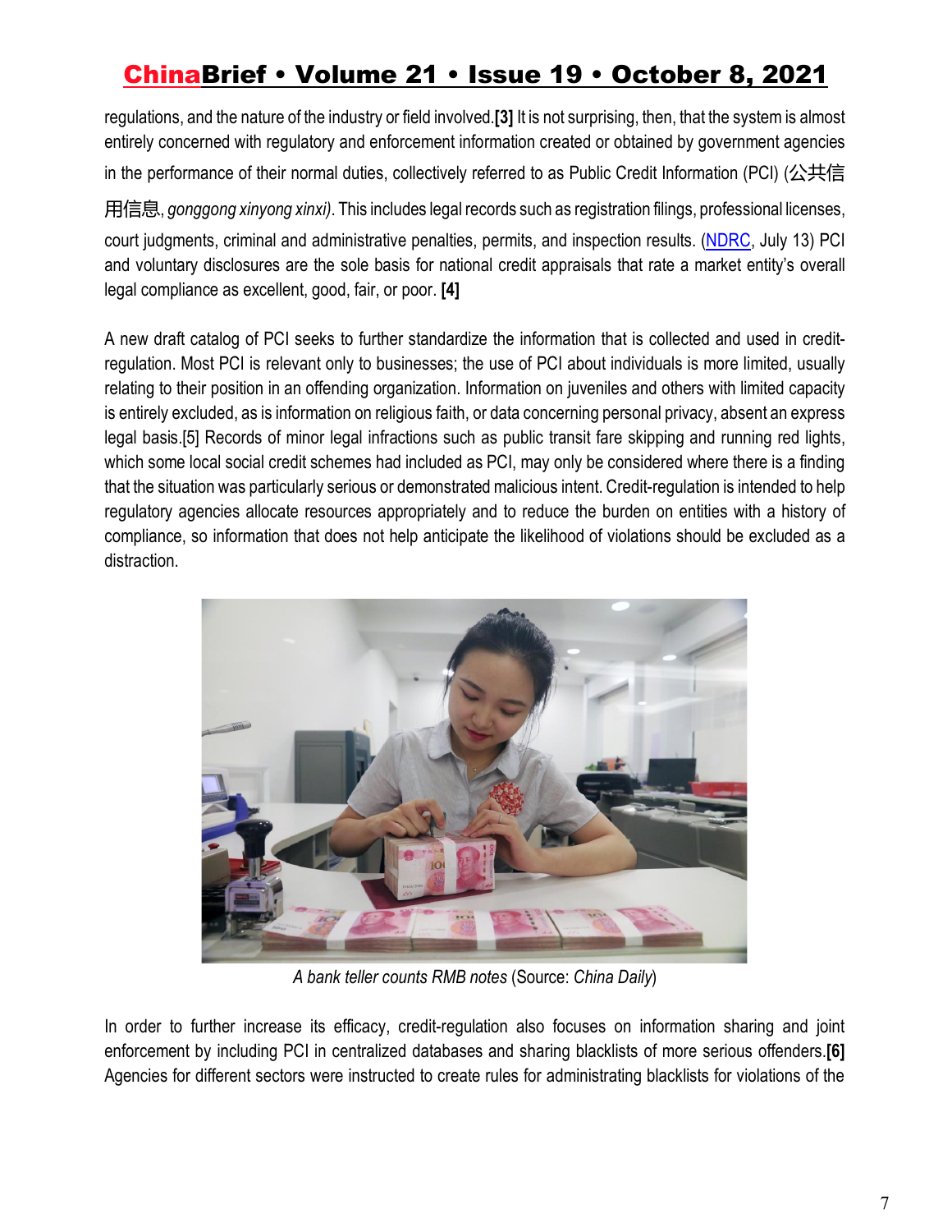regulations, and the nature of the industry or field involved.**[3]** It is not surprising, then, that the system is almost entirely concerned with regulatory and enforcement information created or obtained by government agencies in the performance of their normal duties, collectively referred to as Public Credit Information (PCI) (公共信用信息, *gonggong xinyong xinxi)*. This includes legal records such as registration filings, professional licenses, court judgments, criminal and administrative penalties, permits, and inspection results. (NDRC, July 13) PCI and voluntary disclosures are the sole basis for national credit appraisals that rate a market entity's overall legal compliance as excellent, good, fair, or poor. **[4]**

A new draft catalog of PCI seeks to further standardize the information that is collected and used in credit-regulation. Most PCI is relevant only to businesses; the use of PCI about individuals is more limited, usually relating to their position in an offending organization. Information on juveniles and others with limited capacity is entirely excluded, as is information on religious faith, or data concerning personal privacy, absent an express legal basis.[5] Records of minor legal infractions such as public transit fare skipping and running red lights, which some local social credit schemes had included as PCI, may only be considered where there is a finding that the situation was particularly serious or demonstrated malicious intent. Credit-regulation is intended to help regulatory agencies allocate resources appropriately and to reduce the burden on entities with a history of compliance, so information that does not help anticipate the likelihood of violations should be excluded as a distraction.

*A bank teller counts RMB notes* (Source: *China Daily*)

In order to further increase its efficacy, credit-regulation also focuses on information sharing and joint enforcement by including PCI in centralized databases and sharing blacklists of more serious offenders.**[6]** Agencies for different sectors were instructed to create rules for administrating blacklists for violations of the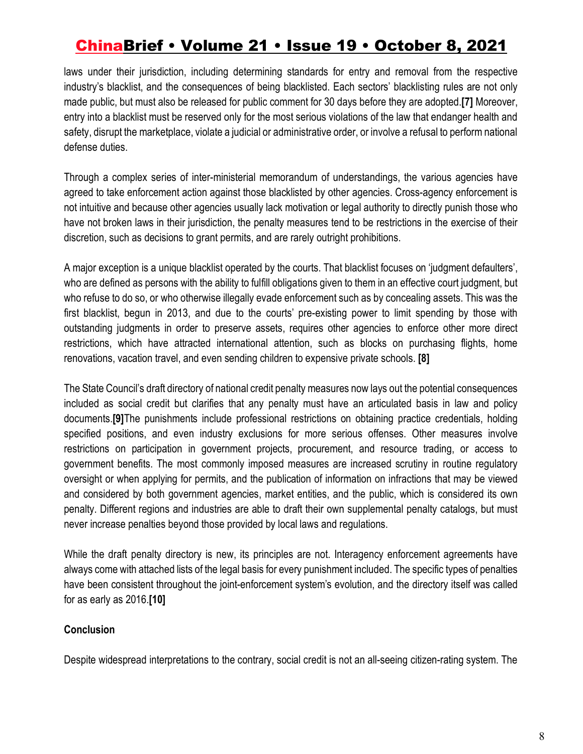laws under their jurisdiction, including determining standards for entry and removal from the respective industry's blacklist, and the consequences of being blacklisted. Each sectors' blacklisting rules are not only made public, but must also be released for public comment for 30 days before they are adopted.**[7]** Moreover, entry into a blacklist must be reserved only for the most serious violations of the law that endanger health and safety, disrupt the marketplace, violate a judicial or administrative order, or involve a refusal to perform national defense duties.

Through a complex series of inter-ministerial memorandum of understandings, the various agencies have agreed to take enforcement action against those blacklisted by other agencies. Cross-agency enforcement is not intuitive and because other agencies usually lack motivation or legal authority to directly punish those who have not broken laws in their jurisdiction, the penalty measures tend to be restrictions in the exercise of their discretion, such as decisions to grant permits, and are rarely outright prohibitions.

A major exception is a unique blacklist operated by the courts. That blacklist focuses on 'judgment defaulters', who are defined as persons with the ability to fulfill obligations given to them in an effective court judgment, but who refuse to do so, or who otherwise illegally evade enforcement such as by concealing assets. This was the first blacklist, begun in 2013, and due to the courts' pre-existing power to limit spending by those with outstanding judgments in order to preserve assets, requires other agencies to enforce other more direct restrictions, which have attracted international attention, such as blocks on purchasing flights, home renovations, vacation travel, and even sending children to expensive private schools. **[8]**

The State Council's draft directory of national credit penalty measures now lays out the potential consequences included as social credit but clarifies that any penalty must have an articulated basis in law and policy documents.**[9]**The punishments include professional restrictions on obtaining practice credentials, holding specified positions, and even industry exclusions for more serious offenses. Other measures involve restrictions on participation in government projects, procurement, and resource trading, or access to government benefits. The most commonly imposed measures are increased scrutiny in routine regulatory oversight or when applying for permits, and the publication of information on infractions that may be viewed and considered by both government agencies, market entities, and the public, which is considered its own penalty. Different regions and industries are able to draft their own supplemental penalty catalogs, but must never increase penalties beyond those provided by local laws and regulations.

While the draft penalty directory is new, its principles are not. Interagency enforcement agreements have always come with attached lists of the legal basis for every punishment included. The specific types of penalties have been consistent throughout the joint-enforcement system's evolution, and the directory itself was called for as early as 2016.**[10]**

**Conclusion**

Despite widespread interpretations to the contrary, social credit is not an all-seeing citizen-rating system. The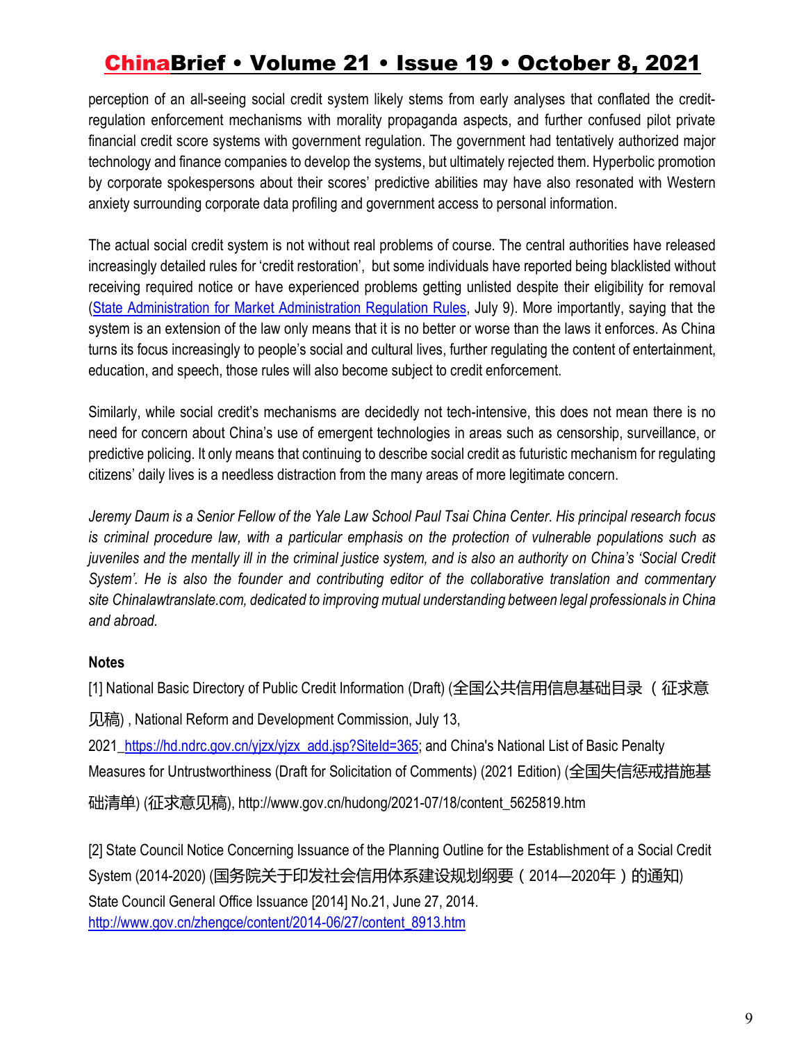perception of an all-seeing social credit system likely stems from early analyses that conflated the credit-regulation enforcement mechanisms with morality propaganda aspects, and further confused pilot private financial credit score systems with government regulation. The government had tentatively authorized major technology and finance companies to develop the systems, but ultimately rejected them. Hyperbolic promotion by corporate spokespersons about their scores' predictive abilities may have also resonated with Western anxiety surrounding corporate data profiling and government access to personal information.

The actual social credit system is not without real problems of course. The central authorities have released increasingly detailed rules for 'credit restoration', but some individuals have reported being blacklisted without receiving required notice or have experienced problems getting unlisted despite their eligibility for removal (State Administration for Market Administration Regulation Rules, July 9). More importantly, saying that the system is an extension of the law only means that it is no better or worse than the laws it enforces. As China turns its focus increasingly to people's social and cultural lives, further regulating the content of entertainment, education, and speech, those rules will also become subject to credit enforcement.

Similarly, while social credit's mechanisms are decidedly not tech-intensive, this does not mean there is no need for concern about China's use of emergent technologies in areas such as censorship, surveillance, or predictive policing. It only means that continuing to describe social credit as futuristic mechanism for regulating citizens' daily lives is a needless distraction from the many areas of more legitimate concern.

*Jeremy Daum is a Senior Fellow of the Yale Law School Paul Tsai China Center. His principal research focus is criminal procedure law, with a particular emphasis on the protection of vulnerable populations such as juveniles and the mentally ill in the criminal justice system, and is also an authority on China's 'Social Credit System'. He is also the founder and contributing editor of the collaborative translation and commentary site Chinalawtranslate.com, dedicated to improving mutual understanding between legal professionals in China and abroad.*

**Notes**

[1] National Basic Directory of Public Credit Information (Draft) (全国公共信用信息基础目录（征求意见稿）, National Reform and Development Commission, July 13, 2021 https://hd.ndrc.gov.cn/yjzx/yjzx_add.jsp?SiteId=365; and China's National List of Basic Penalty Measures for Untrustworthiness (Draft for Solicitation of Comments) (2021 Edition) (全国失信惩戒措施基础清单) (征求意见稿), http://www.gov.cn/hudong/2021-07/18/content_5625819.htm

[2] State Council Notice Concerning Issuance of the Planning Outline for the Establishment of a Social Credit System (2014-2020) (国务院关于印发社会信用体系建设规划纲要（2014—2020年）的通知) State Council General Office Issuance [2014] No.21, June 27, 2014. http://www.gov.cn/zhengce/content/2014-06/27/content_8913.htm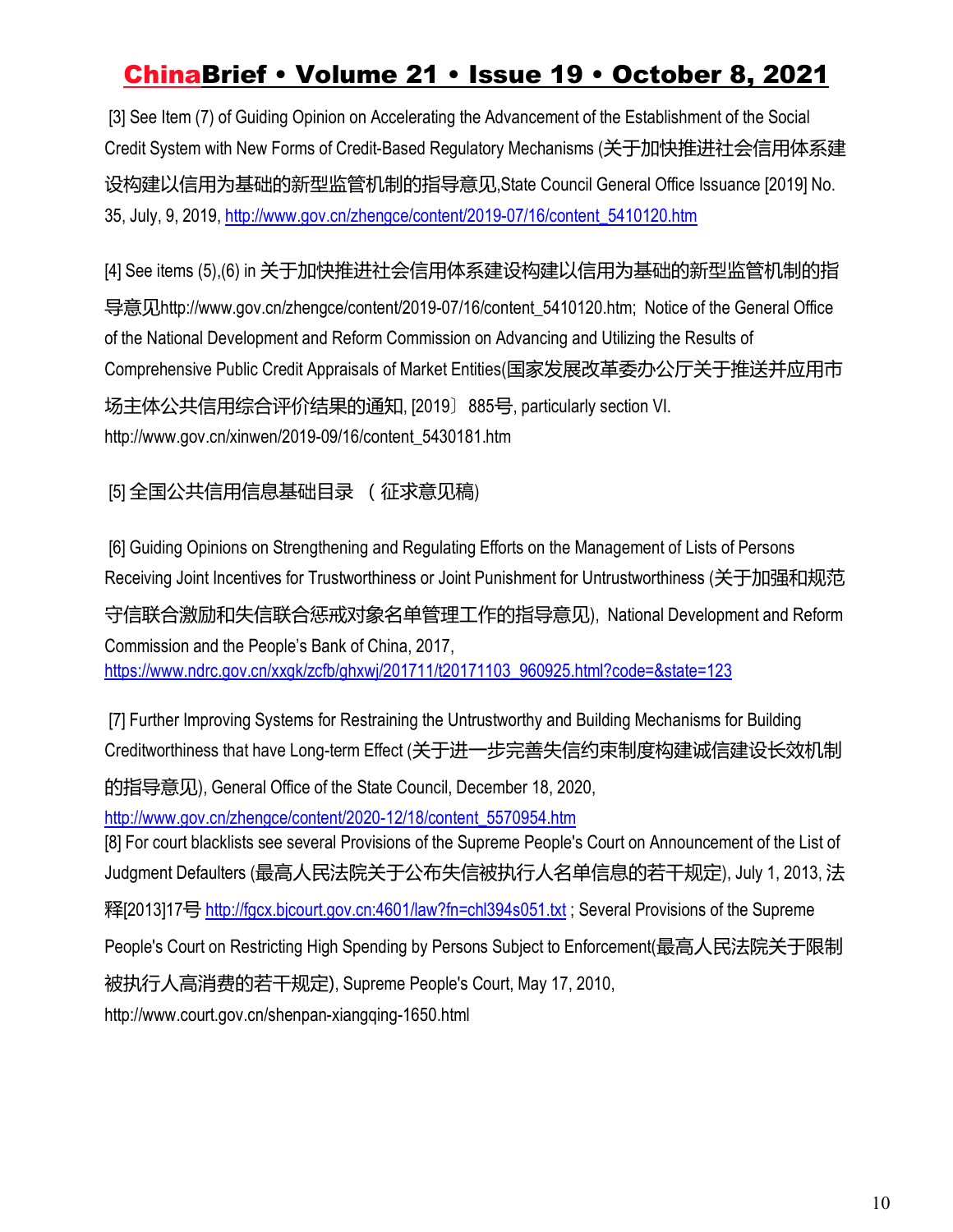[3] See Item (7) of Guiding Opinion on Accelerating the Advancement of the Establishment of the Social Credit System with New Forms of Credit-Based Regulatory Mechanisms (关于加快推进社会信用体系建设构建以信用为基础的新型监管机制的指导意见,State Council General Office Issuance [2019] No. 35, July, 9, 2019, http://www.gov.cn/zhengce/content/2019-07/16/content_5410120.htm

[4] See items (5),(6) in 关于加快推进社会信用体系建设构建以信用为基础的新型监管机制的指导意见http://www.gov.cn/zhengce/content/2019-07/16/content_5410120.htm; Notice of the General Office of the National Development and Reform Commission on Advancing and Utilizing the Results of Comprehensive Public Credit Appraisals of Market Entities(国家发展改革委办公厅关于推送并应用市场主体公共信用综合评价结果的通知, [2019〕885号, particularly section VI. http://www.gov.cn/xinwen/2019-09/16/content_5430181.htm

[5] 全国公共信用信息基础目录 （征求意见稿)

[6] Guiding Opinions on Strengthening and Regulating Efforts on the Management of Lists of Persons Receiving Joint Incentives for Trustworthiness or Joint Punishment for Untrustworthiness (关于加强和规范守信联合激励和失信联合惩戒对象名单管理工作的指导意见), National Development and Reform Commission and the People's Bank of China, 2017, https://www.ndrc.gov.cn/xxgk/zcfb/ghxwj/201711/t20171103_960925.html?code=&state=123

[7] Further Improving Systems for Restraining the Untrustworthy and Building Mechanisms for Building Creditworthiness that have Long-term Effect (关于进一步完善失信约束制度构建诚信建设长效机制的指导意见), General Office of the State Council, December 18, 2020, http://www.gov.cn/zhengce/content/2020-12/18/content_5570954.htm

[8] For court blacklists see several Provisions of the Supreme People's Court on Announcement of the List of Judgment Defaulters (最高人民法院关于公布失信被执行人名单信息的若干规定), July 1, 2013, 法释[2013]17号 http://fgcx.bjcourt.gov.cn:4601/law?fn=chl394s051.txt ; Several Provisions of the Supreme People's Court on Restricting High Spending by Persons Subject to Enforcement(最高人民法院关于限制被执行人高消费的若干规定), Supreme People's Court, May 17, 2010, http://www.court.gov.cn/shenpan-xiangqing-1650.html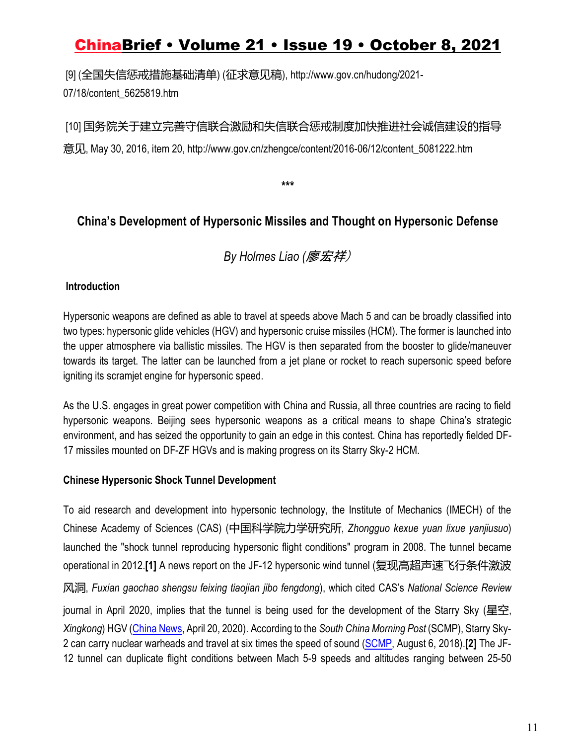[9] (全国失信惩戒措施基础清单) (征求意见稿), http://www.gov.cn/hudong/2021-07/18/content_5625819.htm

[10] 国务院关于建立完善守信联合激励和失信联合惩戒制度加快推进社会诚信建设的指导意见, May 30, 2016, item 20, http://www.gov.cn/zhengce/content/2016-06/12/content_5081222.htm

***

## China's Development of Hypersonic Missiles and Thought on Hypersonic Defense

*By Holmes Liao (廖宏祥)*

### Introduction

Hypersonic weapons are defined as able to travel at speeds above Mach 5 and can be broadly classified into two types: hypersonic glide vehicles (HGV) and hypersonic cruise missiles (HCM). The former is launched into the upper atmosphere via ballistic missiles. The HGV is then separated from the booster to glide/maneuver towards its target. The latter can be launched from a jet plane or rocket to reach supersonic speed before igniting its scramjet engine for hypersonic speed.

As the U.S. engages in great power competition with China and Russia, all three countries are racing to field hypersonic weapons. Beijing sees hypersonic weapons as a critical means to shape China's strategic environment, and has seized the opportunity to gain an edge in this contest. China has reportedly fielded DF-17 missiles mounted on DF-ZF HGVs and is making progress on its Starry Sky-2 HCM.

### Chinese Hypersonic Shock Tunnel Development

To aid research and development into hypersonic technology, the Institute of Mechanics (IMECH) of the Chinese Academy of Sciences (CAS) (中国科学院力学研究所, *Zhongguo kexue yuan lixue yanjiusuo*) launched the "shock tunnel reproducing hypersonic flight conditions" program in 2008. The tunnel became operational in 2012.**[1]** A news report on the JF-12 hypersonic wind tunnel (复现高超声速飞行条件激波风洞, *Fuxian gaochao shengsu feixing tiaojian jibo fengdong*), which cited CAS's *National Science Review* journal in April 2020, implies that the tunnel is being used for the development of the Starry Sky (星空, *Xingkong*) HGV (China News, April 20, 2020). According to the *South China Morning Post* (SCMP), Starry Sky-2 can carry nuclear warheads and travel at six times the speed of sound (SCMP, August 6, 2018).**[2]** The JF-12 tunnel can duplicate flight conditions between Mach 5-9 speeds and altitudes ranging between 25-50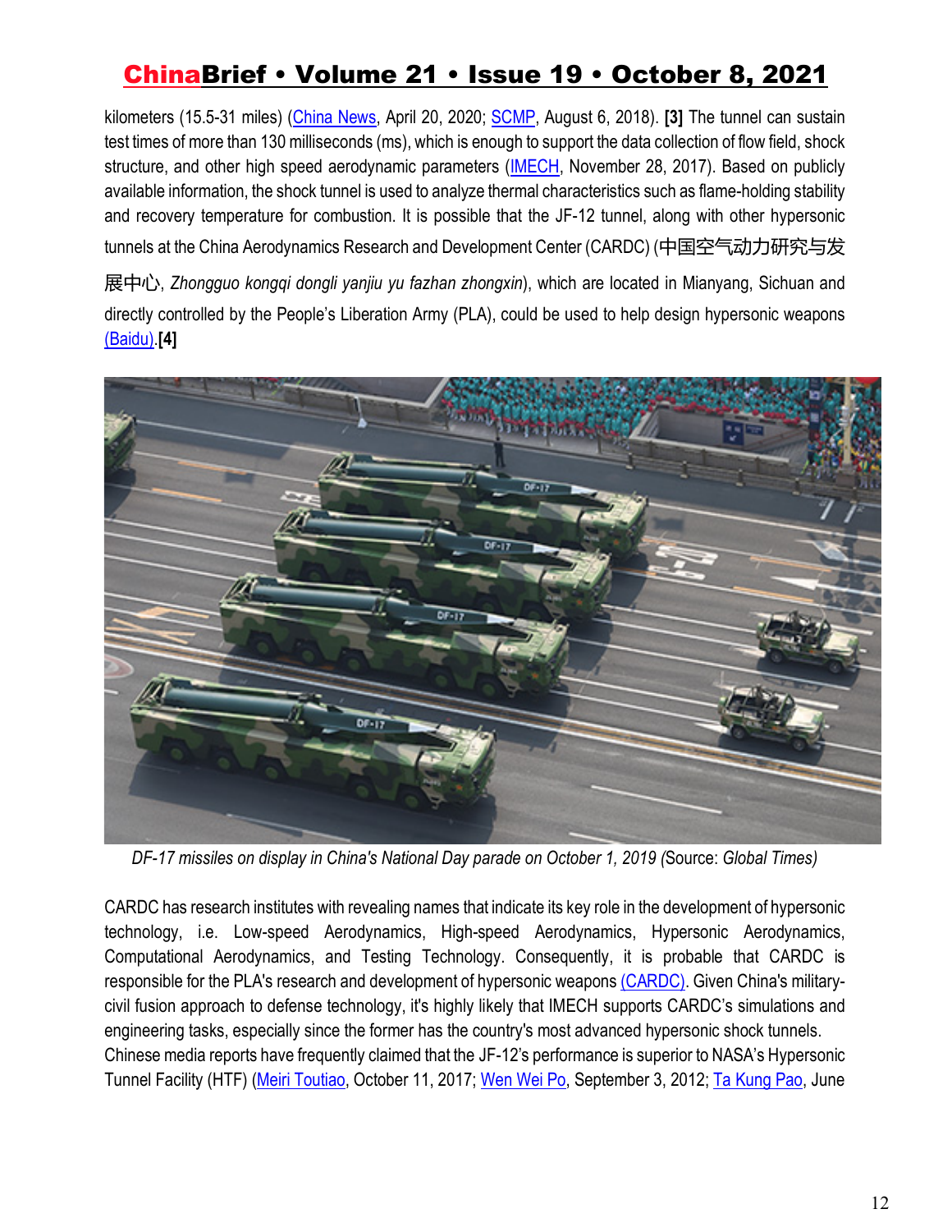kilometers (15.5-31 miles) (China News, April 20, 2020; SCMP, August 6, 2018). **[3]** The tunnel can sustain test times of more than 130 milliseconds (ms), which is enough to support the data collection of flow field, shock structure, and other high speed aerodynamic parameters (IMECH, November 28, 2017). Based on publicly available information, the shock tunnel is used to analyze thermal characteristics such as flame-holding stability and recovery temperature for combustion. It is possible that the JF-12 tunnel, along with other hypersonic tunnels at the China Aerodynamics Research and Development Center (CARDC) (中国空气动力研究与发展中心, *Zhongguo kongqi dongli yanjiu yu fazhan zhongxin*), which are located in Mianyang, Sichuan and directly controlled by the People's Liberation Army (PLA), could be used to help design hypersonic weapons (Baidu).**[4]**

*DF-17 missiles on display in China's National Day parade on October 1, 2019* (Source: *Global Times*)

CARDC has research institutes with revealing names that indicate its key role in the development of hypersonic technology, i.e. Low-speed Aerodynamics, High-speed Aerodynamics, Hypersonic Aerodynamics, Computational Aerodynamics, and Testing Technology. Consequently, it is probable that CARDC is responsible for the PLA's research and development of hypersonic weapons (CARDC). Given China's military-civil fusion approach to defense technology, it's highly likely that IMECH supports CARDC's simulations and engineering tasks, especially since the former has the country's most advanced hypersonic shock tunnels.

Chinese media reports have frequently claimed that the JF-12's performance is superior to NASA's Hypersonic Tunnel Facility (HTF) (Meiri Toutiao, October 11, 2017; Wen Wei Po, September 3, 2012; Ta Kung Pao, June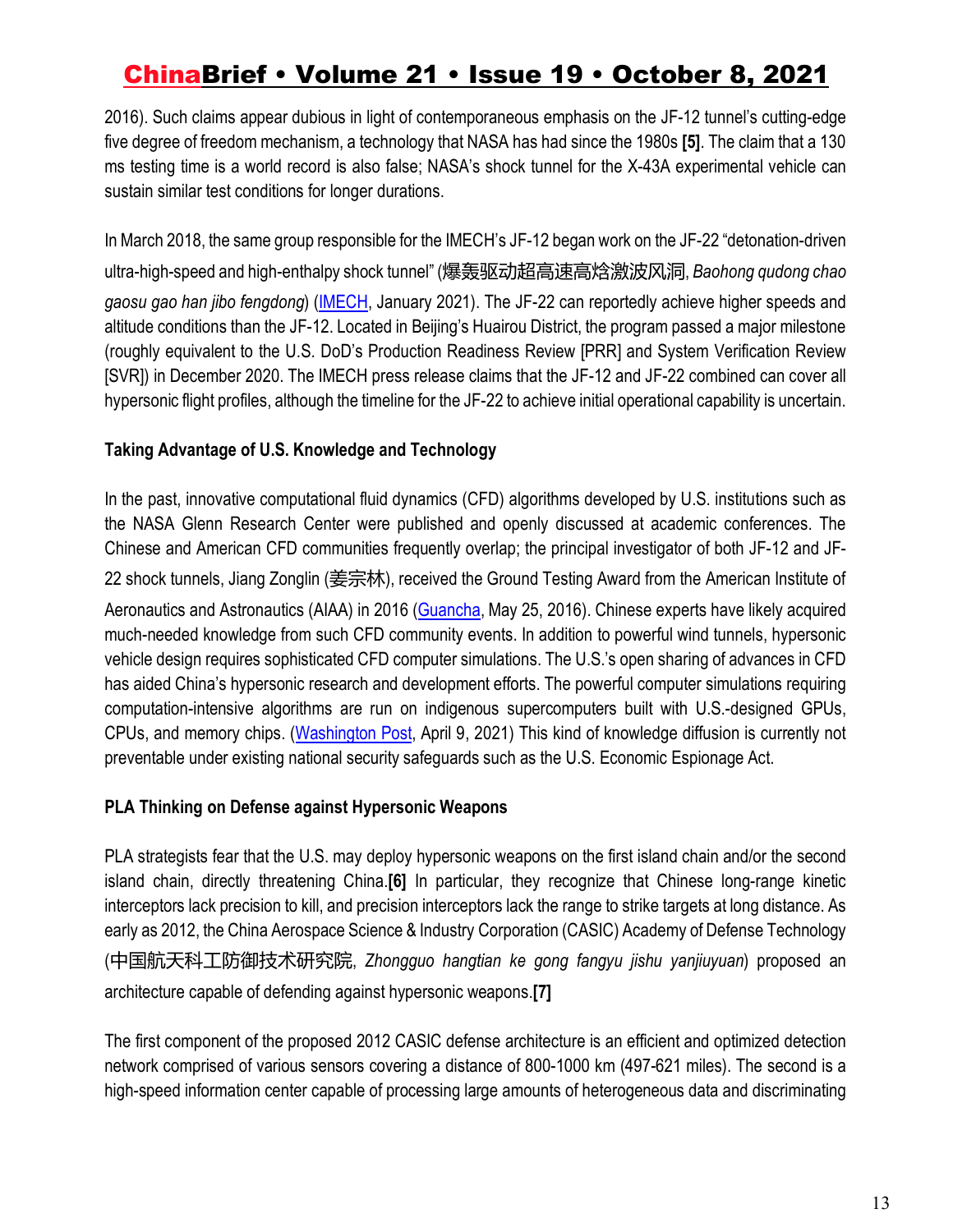2016). Such claims appear dubious in light of contemporaneous emphasis on the JF-12 tunnel's cutting-edge five degree of freedom mechanism, a technology that NASA has had since the 1980s **[5]**. The claim that a 130 ms testing time is a world record is also false; NASA's shock tunnel for the X-43A experimental vehicle can sustain similar test conditions for longer durations.

In March 2018, the same group responsible for the IMECH's JF-12 began work on the JF-22 "detonation-driven ultra-high-speed and high-enthalpy shock tunnel" (爆轰驱动超高速高焓激波风洞, *Baohong qudong chao gaosu gao han jibo fengdong*) (IMECH, January 2021). The JF-22 can reportedly achieve higher speeds and altitude conditions than the JF-12. Located in Beijing's Huairou District, the program passed a major milestone (roughly equivalent to the U.S. DoD's Production Readiness Review [PRR] and System Verification Review [SVR]) in December 2020. The IMECH press release claims that the JF-12 and JF-22 combined can cover all hypersonic flight profiles, although the timeline for the JF-22 to achieve initial operational capability is uncertain.

**Taking Advantage of U.S. Knowledge and Technology**

In the past, innovative computational fluid dynamics (CFD) algorithms developed by U.S. institutions such as the NASA Glenn Research Center were published and openly discussed at academic conferences. The Chinese and American CFD communities frequently overlap; the principal investigator of both JF-12 and JF-22 shock tunnels, Jiang Zonglin (姜宗林), received the Ground Testing Award from the American Institute of Aeronautics and Astronautics (AIAA) in 2016 (Guancha, May 25, 2016). Chinese experts have likely acquired much-needed knowledge from such CFD community events. In addition to powerful wind tunnels, hypersonic vehicle design requires sophisticated CFD computer simulations. The U.S.'s open sharing of advances in CFD has aided China's hypersonic research and development efforts. The powerful computer simulations requiring computation-intensive algorithms are run on indigenous supercomputers built with U.S.-designed GPUs, CPUs, and memory chips. (Washington Post, April 9, 2021) This kind of knowledge diffusion is currently not preventable under existing national security safeguards such as the U.S. Economic Espionage Act.

**PLA Thinking on Defense against Hypersonic Weapons**

PLA strategists fear that the U.S. may deploy hypersonic weapons on the first island chain and/or the second island chain, directly threatening China.**[6]** In particular, they recognize that Chinese long-range kinetic interceptors lack precision to kill, and precision interceptors lack the range to strike targets at long distance. As early as 2012, the China Aerospace Science & Industry Corporation (CASIC) Academy of Defense Technology (中国航天科工防御技术研究院, *Zhongguo hangtian ke gong fangyu jishu yanjiuyuan*) proposed an architecture capable of defending against hypersonic weapons.**[7]**

The first component of the proposed 2012 CASIC defense architecture is an efficient and optimized detection network comprised of various sensors covering a distance of 800-1000 km (497-621 miles). The second is a high-speed information center capable of processing large amounts of heterogeneous data and discriminating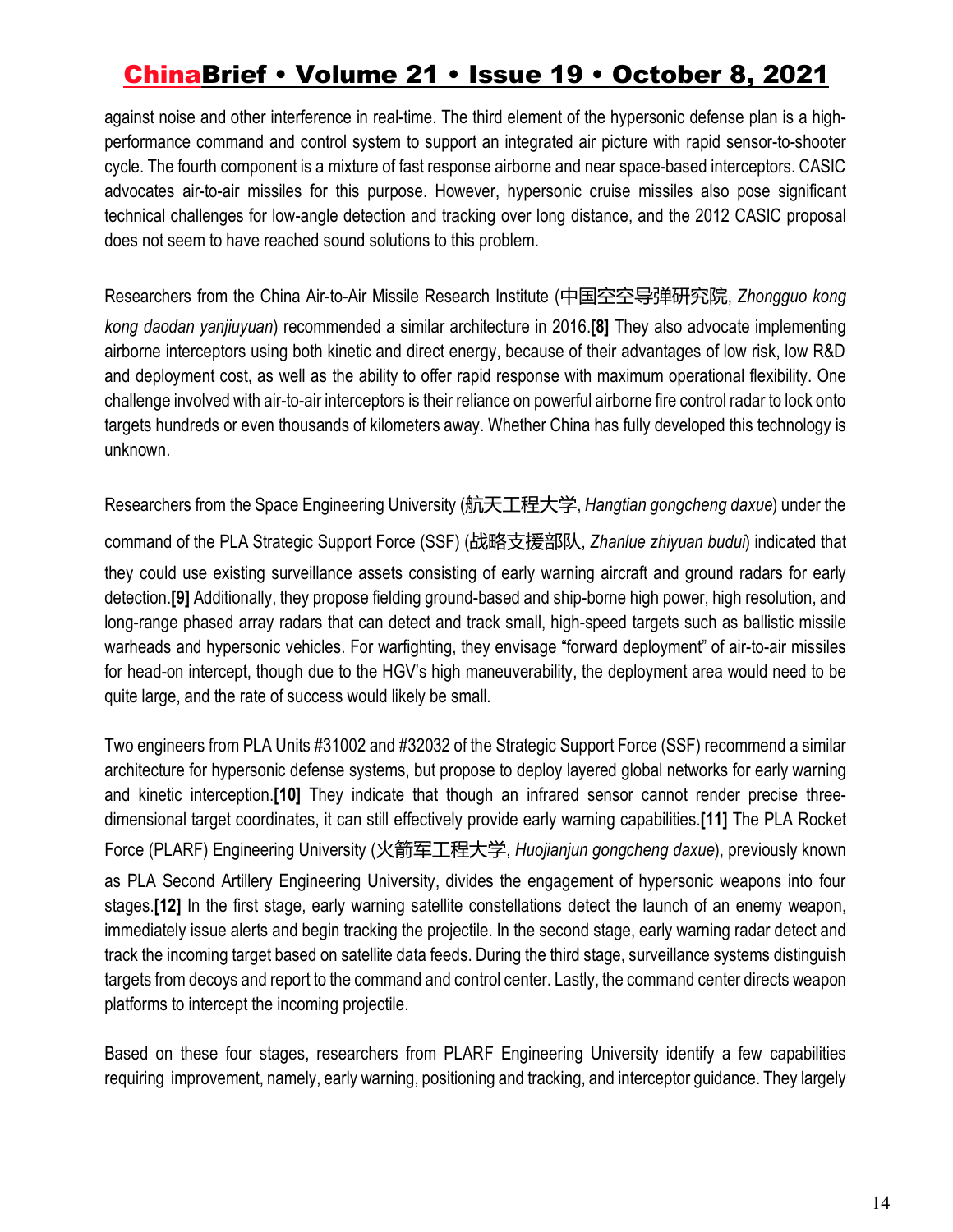against noise and other interference in real-time. The third element of the hypersonic defense plan is a high-performance command and control system to support an integrated air picture with rapid sensor-to-shooter cycle. The fourth component is a mixture of fast response airborne and near space-based interceptors. CASIC advocates air-to-air missiles for this purpose. However, hypersonic cruise missiles also pose significant technical challenges for low-angle detection and tracking over long distance, and the 2012 CASIC proposal does not seem to have reached sound solutions to this problem.

Researchers from the China Air-to-Air Missile Research Institute (中国空空导弹研究院, *Zhongguo kong kong daodan yanjiuyuan*) recommended a similar architecture in 2016.**[8]** They also advocate implementing airborne interceptors using both kinetic and direct energy, because of their advantages of low risk, low R&D and deployment cost, as well as the ability to offer rapid response with maximum operational flexibility. One challenge involved with air-to-air interceptors is their reliance on powerful airborne fire control radar to lock onto targets hundreds or even thousands of kilometers away. Whether China has fully developed this technology is unknown.

Researchers from the Space Engineering University (航天工程大学, *Hangtian gongcheng daxue*) under the command of the PLA Strategic Support Force (SSF) (战略支援部队, *Zhanlue zhiyuan budui*) indicated that they could use existing surveillance assets consisting of early warning aircraft and ground radars for early detection.**[9]** Additionally, they propose fielding ground-based and ship-borne high power, high resolution, and long-range phased array radars that can detect and track small, high-speed targets such as ballistic missile warheads and hypersonic vehicles. For warfighting, they envisage "forward deployment" of air-to-air missiles for head-on intercept, though due to the HGV's high maneuverability, the deployment area would need to be quite large, and the rate of success would likely be small.

Two engineers from PLA Units #31002 and #32032 of the Strategic Support Force (SSF) recommend a similar architecture for hypersonic defense systems, but propose to deploy layered global networks for early warning and kinetic interception.**[10]** They indicate that though an infrared sensor cannot render precise three-dimensional target coordinates, it can still effectively provide early warning capabilities.**[11]** The PLA Rocket Force (PLARF) Engineering University (火箭军工程大学, *Huojianjun gongcheng daxue*), previously known as PLA Second Artillery Engineering University, divides the engagement of hypersonic weapons into four stages.**[12]** In the first stage, early warning satellite constellations detect the launch of an enemy weapon, immediately issue alerts and begin tracking the projectile. In the second stage, early warning radar detect and track the incoming target based on satellite data feeds. During the third stage, surveillance systems distinguish targets from decoys and report to the command and control center. Lastly, the command center directs weapon platforms to intercept the incoming projectile.

Based on these four stages, researchers from PLARF Engineering University identify a few capabilities requiring improvement, namely, early warning, positioning and tracking, and interceptor guidance. They largely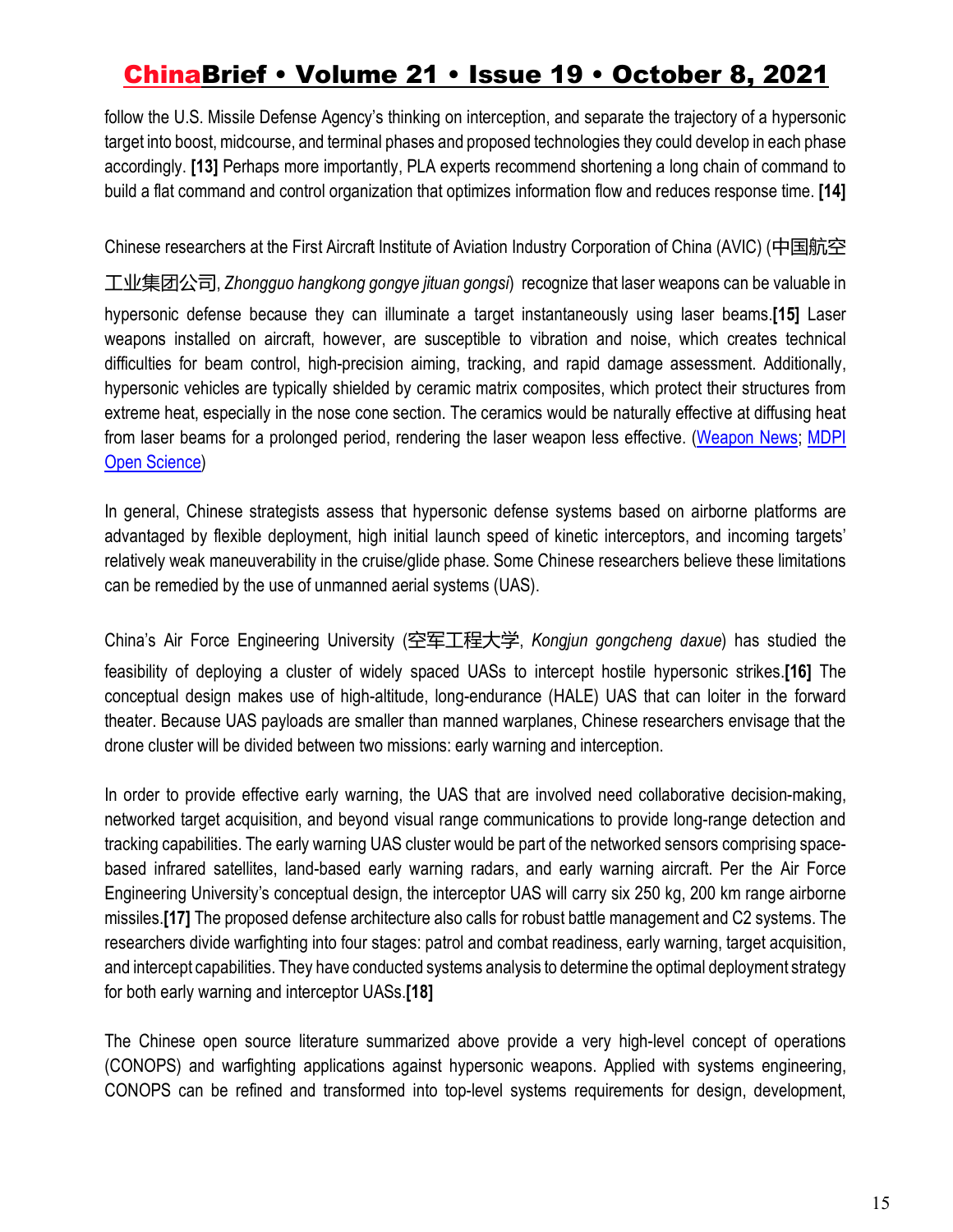follow the U.S. Missile Defense Agency's thinking on interception, and separate the trajectory of a hypersonic target into boost, midcourse, and terminal phases and proposed technologies they could develop in each phase accordingly. **[13]** Perhaps more importantly, PLA experts recommend shortening a long chain of command to build a flat command and control organization that optimizes information flow and reduces response time. **[14]**

Chinese researchers at the First Aircraft Institute of Aviation Industry Corporation of China (AVIC) (中国航空工业集团公司, *Zhongguo hangkong gongye jituan gongsi*) recognize that laser weapons can be valuable in hypersonic defense because they can illuminate a target instantaneously using laser beams.**[15]** Laser weapons installed on aircraft, however, are susceptible to vibration and noise, which creates technical difficulties for beam control, high-precision aiming, tracking, and rapid damage assessment. Additionally, hypersonic vehicles are typically shielded by ceramic matrix composites, which protect their structures from extreme heat, especially in the nose cone section. The ceramics would be naturally effective at diffusing heat from laser beams for a prolonged period, rendering the laser weapon less effective. (Weapon News; MDPI Open Science)

In general, Chinese strategists assess that hypersonic defense systems based on airborne platforms are advantaged by flexible deployment, high initial launch speed of kinetic interceptors, and incoming targets' relatively weak maneuverability in the cruise/glide phase. Some Chinese researchers believe these limitations can be remedied by the use of unmanned aerial systems (UAS).

China's Air Force Engineering University (空军工程大学, *Kongjun gongcheng daxue*) has studied the feasibility of deploying a cluster of widely spaced UASs to intercept hostile hypersonic strikes.**[16]** The conceptual design makes use of high-altitude, long-endurance (HALE) UAS that can loiter in the forward theater. Because UAS payloads are smaller than manned warplanes, Chinese researchers envisage that the drone cluster will be divided between two missions: early warning and interception.

In order to provide effective early warning, the UAS that are involved need collaborative decision-making, networked target acquisition, and beyond visual range communications to provide long-range detection and tracking capabilities. The early warning UAS cluster would be part of the networked sensors comprising space-based infrared satellites, land-based early warning radars, and early warning aircraft. Per the Air Force Engineering University's conceptual design, the interceptor UAS will carry six 250 kg, 200 km range airborne missiles.**[17]** The proposed defense architecture also calls for robust battle management and C2 systems. The researchers divide warfighting into four stages: patrol and combat readiness, early warning, target acquisition, and intercept capabilities. They have conducted systems analysis to determine the optimal deployment strategy for both early warning and interceptor UASs.**[18]**

The Chinese open source literature summarized above provide a very high-level concept of operations (CONOPS) and warfighting applications against hypersonic weapons. Applied with systems engineering, CONOPS can be refined and transformed into top-level systems requirements for design, development,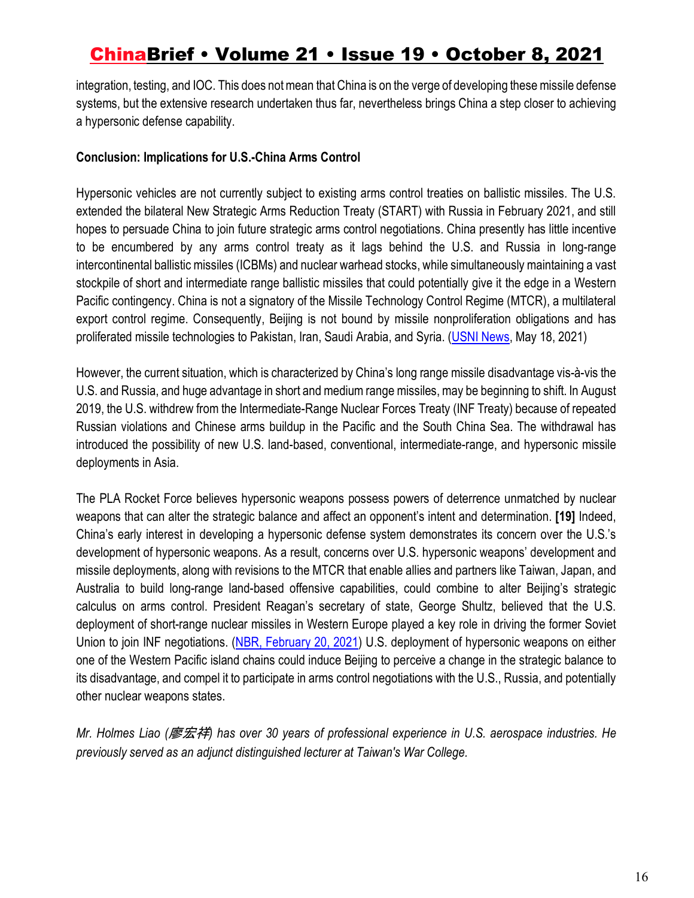integration, testing, and IOC. This does not mean that China is on the verge of developing these missile defense systems, but the extensive research undertaken thus far, nevertheless brings China a step closer to achieving a hypersonic defense capability.

**Conclusion: Implications for U.S.-China Arms Control**

Hypersonic vehicles are not currently subject to existing arms control treaties on ballistic missiles. The U.S. extended the bilateral New Strategic Arms Reduction Treaty (START) with Russia in February 2021, and still hopes to persuade China to join future strategic arms control negotiations. China presently has little incentive to be encumbered by any arms control treaty as it lags behind the U.S. and Russia in long-range intercontinental ballistic missiles (ICBMs) and nuclear warhead stocks, while simultaneously maintaining a vast stockpile of short and intermediate range ballistic missiles that could potentially give it the edge in a Western Pacific contingency. China is not a signatory of the Missile Technology Control Regime (MTCR), a multilateral export control regime. Consequently, Beijing is not bound by missile nonproliferation obligations and has proliferated missile technologies to Pakistan, Iran, Saudi Arabia, and Syria. (USNI News, May 18, 2021)

However, the current situation, which is characterized by China's long range missile disadvantage vis-à-vis the U.S. and Russia, and huge advantage in short and medium range missiles, may be beginning to shift. In August 2019, the U.S. withdrew from the Intermediate-Range Nuclear Forces Treaty (INF Treaty) because of repeated Russian violations and Chinese arms buildup in the Pacific and the South China Sea. The withdrawal has introduced the possibility of new U.S. land-based, conventional, intermediate-range, and hypersonic missile deployments in Asia.

The PLA Rocket Force believes hypersonic weapons possess powers of deterrence unmatched by nuclear weapons that can alter the strategic balance and affect an opponent's intent and determination. **[19]** Indeed, China's early interest in developing a hypersonic defense system demonstrates its concern over the U.S.'s development of hypersonic weapons. As a result, concerns over U.S. hypersonic weapons' development and missile deployments, along with revisions to the MTCR that enable allies and partners like Taiwan, Japan, and Australia to build long-range land-based offensive capabilities, could combine to alter Beijing's strategic calculus on arms control. President Reagan's secretary of state, George Shultz, believed that the U.S. deployment of short-range nuclear missiles in Western Europe played a key role in driving the former Soviet Union to join INF negotiations. (NBR, February 20, 2021) U.S. deployment of hypersonic weapons on either one of the Western Pacific island chains could induce Beijing to perceive a change in the strategic balance to its disadvantage, and compel it to participate in arms control negotiations with the U.S., Russia, and potentially other nuclear weapons states.

*Mr. Holmes Liao (廖宏祥) has over 30 years of professional experience in U.S. aerospace industries. He previously served as an adjunct distinguished lecturer at Taiwan's War College.*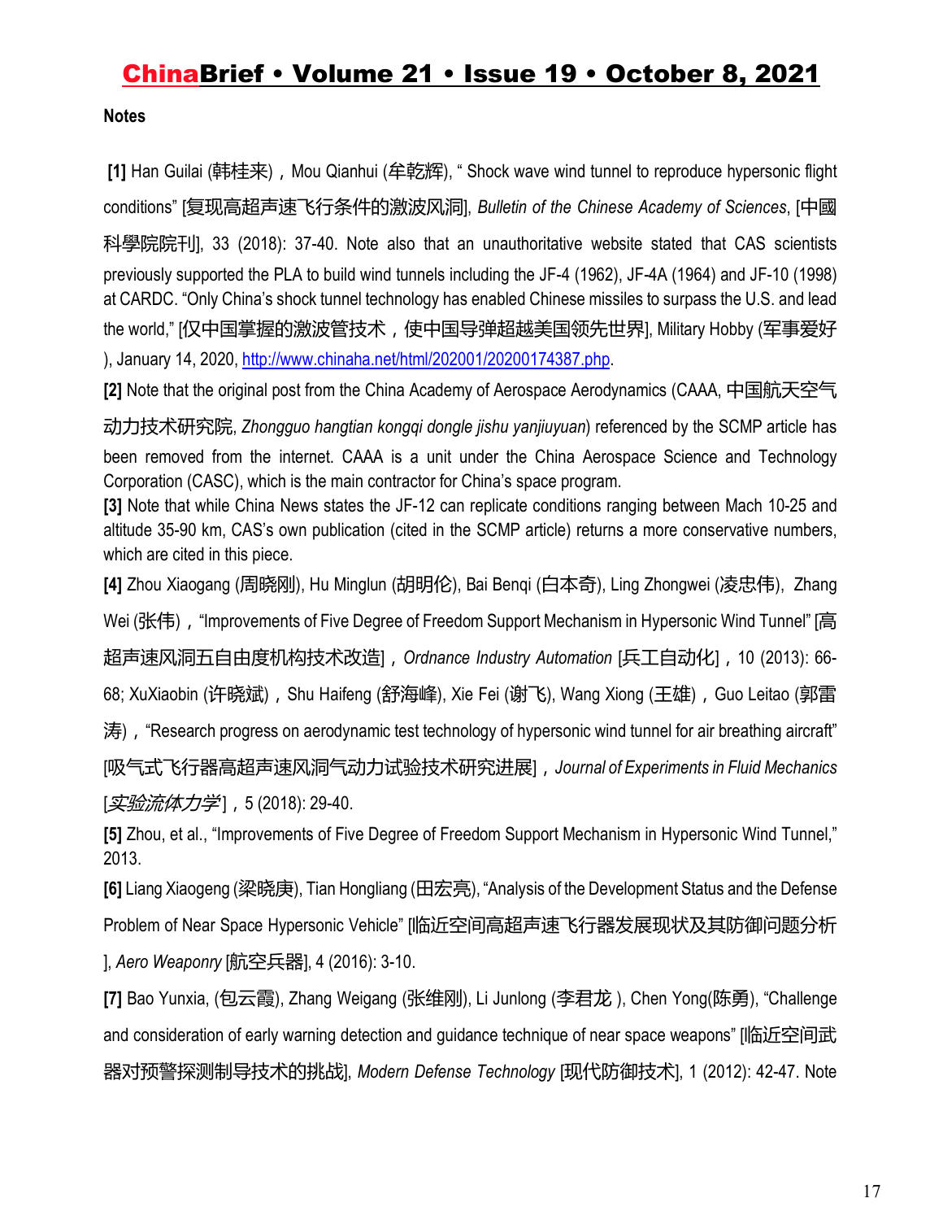**Notes**

**[1]** Han Guilai (韩桂来)，Mou Qianhui (牟乾辉), " Shock wave wind tunnel to reproduce hypersonic flight conditions" [复现高超声速飞行条件的激波风洞], *Bulletin of the Chinese Academy of Sciences*, [中國科學院院刊], 33 (2018): 37-40. Note also that an unauthoritative website stated that CAS scientists previously supported the PLA to build wind tunnels including the JF-4 (1962), JF-4A (1964) and JF-10 (1998) at CARDC. "Only China's shock tunnel technology has enabled Chinese missiles to surpass the U.S. and lead the world," [仅中国掌握的激波管技术，使中国导弹超越美国领先世界], Military Hobby (军事爱好), January 14, 2020, http://www.chinaha.net/html/202001/20200174387.php.

**[2]** Note that the original post from the China Academy of Aerospace Aerodynamics (CAAA, 中国航天空气动力技术研究院, *Zhongguo hangtian kongqi dongle jishu yanjiuyuan*) referenced by the SCMP article has been removed from the internet. CAAA is a unit under the China Aerospace Science and Technology Corporation (CASC), which is the main contractor for China's space program.

**[3]** Note that while China News states the JF-12 can replicate conditions ranging between Mach 10-25 and altitude 35-90 km, CAS's own publication (cited in the SCMP article) returns a more conservative numbers, which are cited in this piece.

**[4]** Zhou Xiaogang (周晓刚), Hu Minglun (胡明伦), Bai Benqi (白本奇), Ling Zhongwei (凌忠伟), Zhang Wei (张伟)，"Improvements of Five Degree of Freedom Support Mechanism in Hypersonic Wind Tunnel" [高超声速风洞五自由度机构技术改造]，*Ordnance Industry Automation* [兵工自动化]，10 (2013): 66-68; XuXiaobin (许晓斌)，Shu Haifeng (舒海峰), Xie Fei (谢飞), Wang Xiong (王雄)，Guo Leitao (郭雷涛)，"Research progress on aerodynamic test technology of hypersonic wind tunnel for air breathing aircraft" [吸气式飞行器高超声速风洞气动力试验技术研究进展]，*Journal of Experiments in Fluid Mechanics* [*实验流体力学*]，5 (2018): 29-40.

**[5]** Zhou, et al., "Improvements of Five Degree of Freedom Support Mechanism in Hypersonic Wind Tunnel," 2013.

**[6]** Liang Xiaogeng (梁晓庚), Tian Hongliang (田宏亮), "Analysis of the Development Status and the Defense Problem of Near Space Hypersonic Vehicle" [临近空间高超声速飞行器发展现状及其防御问题分析], *Aero Weaponry* [航空兵器], 4 (2016): 3-10.

**[7]** Bao Yunxia, (包云霞), Zhang Weigang (张维刚), Li Junlong (李君龙 ), Chen Yong(陈勇), "Challenge and consideration of early warning detection and guidance technique of near space weapons" [临近空间武器对预警探测制导技术的挑战], *Modern Defense Technology* [现代防御技术], 1 (2012): 42-47. Note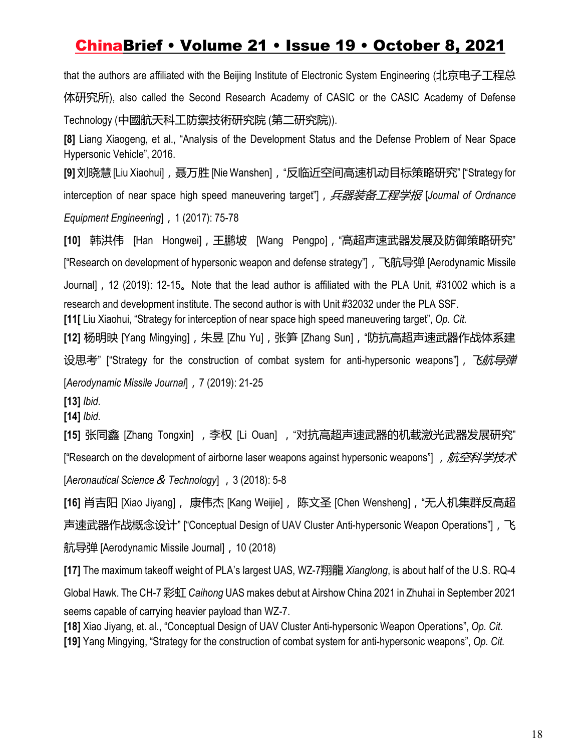that the authors are affiliated with the Beijing Institute of Electronic System Engineering (北京电子工程总体研究所), also called the Second Research Academy of CASIC or the CASIC Academy of Defense Technology (中國航天科工防禦技術研究院 (第二研究院)).

**[8]** Liang Xiaogeng, et al., "Analysis of the Development Status and the Defense Problem of Near Space Hypersonic Vehicle", 2016.

**[9]** 刘晓慧 [Liu Xiaohui]，聂万胜 [Nie Wanshen]，"反临近空间高速机动目标策略研究" ["Strategy for interception of near space high speed maneuvering target"]，*兵器装备工程学报* [*Journal of Ordnance Equipment Engineering*]，1 (2017): 75-78

**[10]** 韩洪伟 [Han Hongwei]，王鹏坡 [Wang Pengpo]，"高超声速武器发展及防御策略研究" ["Research on development of hypersonic weapon and defense strategy"]，飞航导弹 [Aerodynamic Missile Journal]，12 (2019): 12-15。Note that the lead author is affiliated with the PLA Unit, #31002 which is a research and development institute. The second author is with Unit #32032 under the PLA SSF.

**[11[** Liu Xiaohui, "Strategy for interception of near space high speed maneuvering target", *Op. Cit.*

**[12]** 杨明映 [Yang Mingying]，朱昱 [Zhu Yu]，张笋 [Zhang Sun]，"防抗高超声速武器作战体系建设思考" ["Strategy for the construction of combat system for anti-hypersonic weapons"]，*飞航导弹* [*Aerodynamic Missile Journal*]，7 (2019): 21-25

**[13]** *Ibid.*

**[14]** *Ibid.*

**[15]** 张同鑫 [Zhang Tongxin] ，李权 [Li Ouan] ，"对抗高超声速武器的机载激光武器发展研究" ["Research on the development of airborne laser weapons against hypersonic weapons"] ，*航空科学技术* [*Aeronautical Science & Technology*] ，3 (2018): 5-8

**[16]** 肖吉阳 [Xiao Jiyang]， 康伟杰 [Kang Weijie]， 陈文圣 [Chen Wensheng]，"无人机集群反高超声速武器作战概念设计" ["Conceptual Design of UAV Cluster Anti-hypersonic Weapon Operations"]，飞航导弹 [Aerodynamic Missile Journal]，10 (2018)

**[17]** The maximum takeoff weight of PLA's largest UAS, WZ-7翔龍 *Xianglong*, is about half of the U.S. RQ-4 Global Hawk. The CH-7 彩虹 *Caihong* UAS makes debut at Airshow China 2021 in Zhuhai in September 2021 seems capable of carrying heavier payload than WZ-7.

**[18]** Xiao Jiyang, et. al., "Conceptual Design of UAV Cluster Anti-hypersonic Weapon Operations", *Op. Cit.*

**[19]** Yang Mingying, "Strategy for the construction of combat system for anti-hypersonic weapons", *Op. Cit.*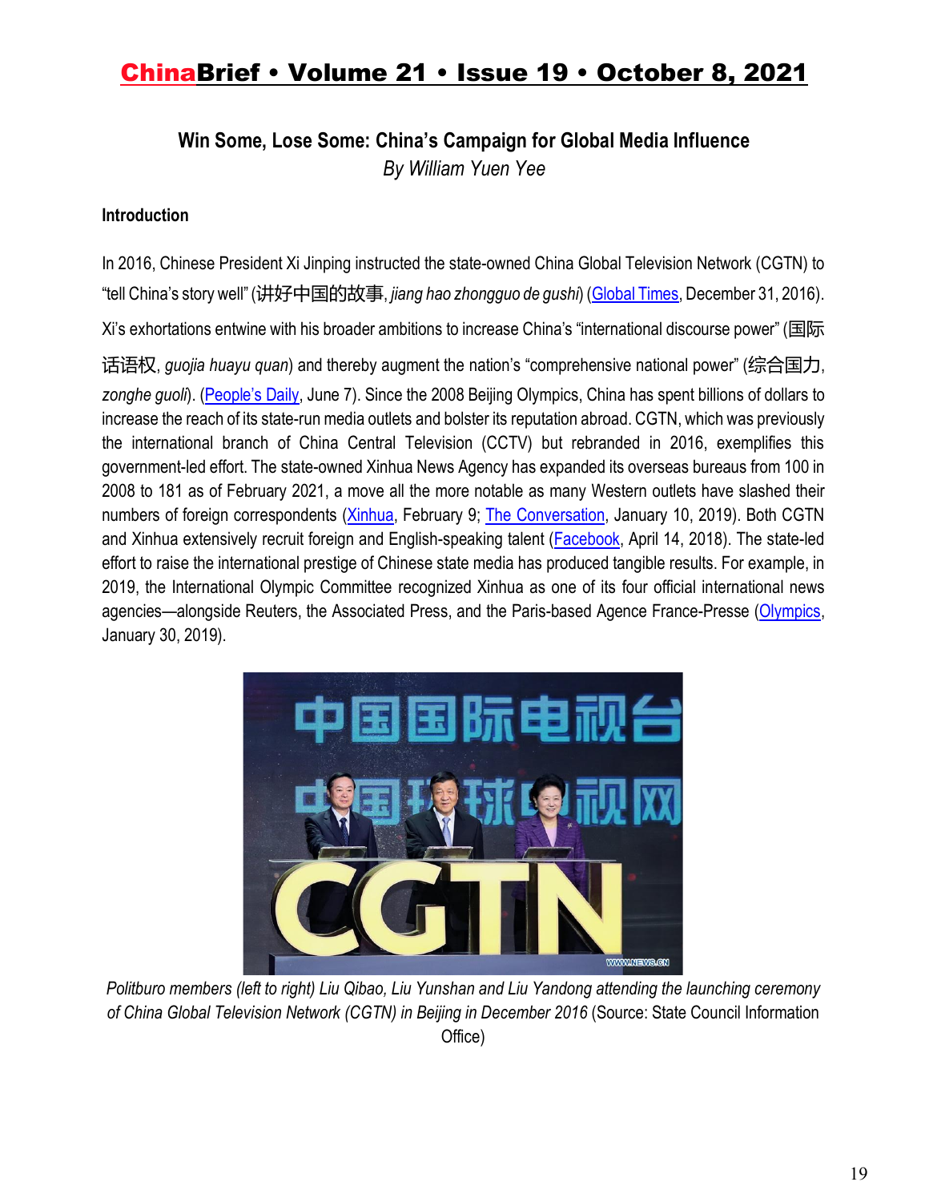## Win Some, Lose Some: China's Campaign for Global Media Influence

*By William Yuen Yee*

### Introduction

In 2016, Chinese President Xi Jinping instructed the state-owned China Global Television Network (CGTN) to "tell China's story well" (讲好中国的故事, *jiang hao zhongguo de gushi*) (Global Times, December 31, 2016). Xi's exhortations entwine with his broader ambitions to increase China's "international discourse power" (国际话语权, *guojia huayu quan*) and thereby augment the nation's "comprehensive national power" (综合国力, *zonghe guoli*). (People's Daily, June 7). Since the 2008 Beijing Olympics, China has spent billions of dollars to increase the reach of its state-run media outlets and bolster its reputation abroad. CGTN, which was previously the international branch of China Central Television (CCTV) but rebranded in 2016, exemplifies this government-led effort. The state-owned Xinhua News Agency has expanded its overseas bureaus from 100 in 2008 to 181 as of February 2021, a move all the more notable as many Western outlets have slashed their numbers of foreign correspondents (Xinhua, February 9; The Conversation, January 10, 2019). Both CGTN and Xinhua extensively recruit foreign and English-speaking talent (Facebook, April 14, 2018). The state-led effort to raise the international prestige of Chinese state media has produced tangible results. For example, in 2019, the International Olympic Committee recognized Xinhua as one of its four official international news agencies—alongside Reuters, the Associated Press, and the Paris-based Agence France-Presse (Olympics, January 30, 2019).

*Politburo members (left to right) Liu Qibao, Liu Yunshan and Liu Yandong attending the launching ceremony of China Global Television Network (CGTN) in Beijing in December 2016* (Source: State Council Information Office)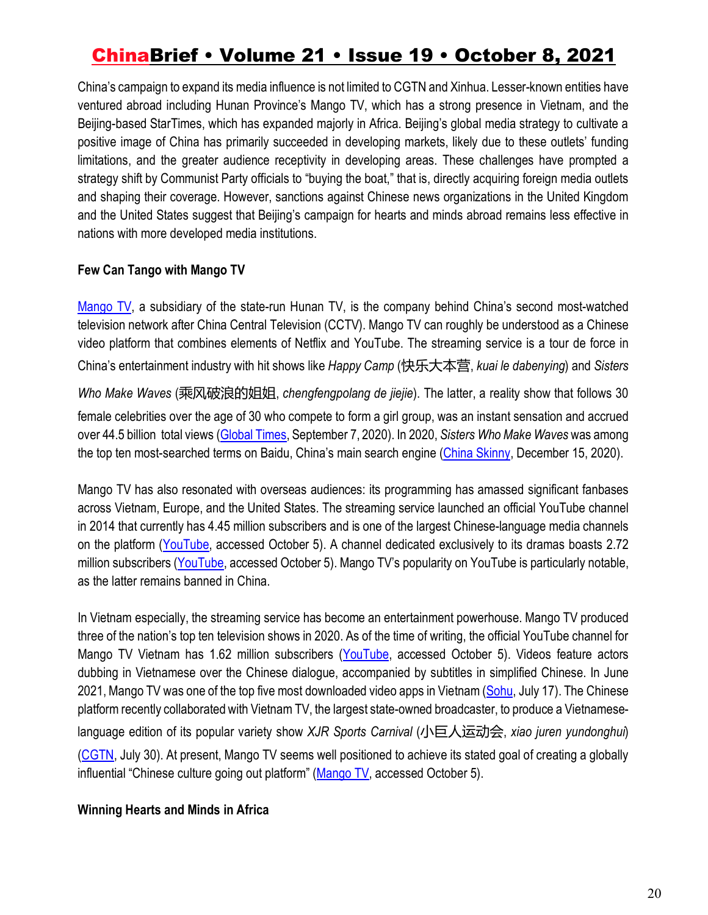China's campaign to expand its media influence is not limited to CGTN and Xinhua. Lesser-known entities have ventured abroad including Hunan Province's Mango TV, which has a strong presence in Vietnam, and the Beijing-based StarTimes, which has expanded majorly in Africa. Beijing's global media strategy to cultivate a positive image of China has primarily succeeded in developing markets, likely due to these outlets' funding limitations, and the greater audience receptivity in developing areas. These challenges have prompted a strategy shift by Communist Party officials to "buying the boat," that is, directly acquiring foreign media outlets and shaping their coverage. However, sanctions against Chinese news organizations in the United Kingdom and the United States suggest that Beijing's campaign for hearts and minds abroad remains less effective in nations with more developed media institutions.

**Few Can Tango with Mango TV**

Mango TV, a subsidiary of the state-run Hunan TV, is the company behind China's second most-watched television network after China Central Television (CCTV). Mango TV can roughly be understood as a Chinese video platform that combines elements of Netflix and YouTube. The streaming service is a tour de force in China's entertainment industry with hit shows like *Happy Camp* (快乐大本营, *kuai le dabenying*) and *Sisters Who Make Waves* (乘风破浪的姐姐, *chengfengpolang de jiejie*). The latter, a reality show that follows 30 female celebrities over the age of 30 who compete to form a girl group, was an instant sensation and accrued over 44.5 billion total views (Global Times, September 7, 2020). In 2020, *Sisters Who Make Waves* was among the top ten most-searched terms on Baidu, China's main search engine (China Skinny, December 15, 2020).

Mango TV has also resonated with overseas audiences: its programming has amassed significant fanbases across Vietnam, Europe, and the United States. The streaming service launched an official YouTube channel in 2014 that currently has 4.45 million subscribers and is one of the largest Chinese-language media channels on the platform (YouTube, accessed October 5). A channel dedicated exclusively to its dramas boasts 2.72 million subscribers (YouTube, accessed October 5). Mango TV's popularity on YouTube is particularly notable, as the latter remains banned in China.

In Vietnam especially, the streaming service has become an entertainment powerhouse. Mango TV produced three of the nation's top ten television shows in 2020. As of the time of writing, the official YouTube channel for Mango TV Vietnam has 1.62 million subscribers (YouTube, accessed October 5). Videos feature actors dubbing in Vietnamese over the Chinese dialogue, accompanied by subtitles in simplified Chinese. In June 2021, Mango TV was one of the top five most downloaded video apps in Vietnam (Sohu, July 17). The Chinese platform recently collaborated with Vietnam TV, the largest state-owned broadcaster, to produce a Vietnamese-language edition of its popular variety show *XJR Sports Carnival* (小巨人运动会, *xiao juren yundonghui*) (CGTN, July 30). At present, Mango TV seems well positioned to achieve its stated goal of creating a globally influential "Chinese culture going out platform" (Mango TV, accessed October 5).

**Winning Hearts and Minds in Africa**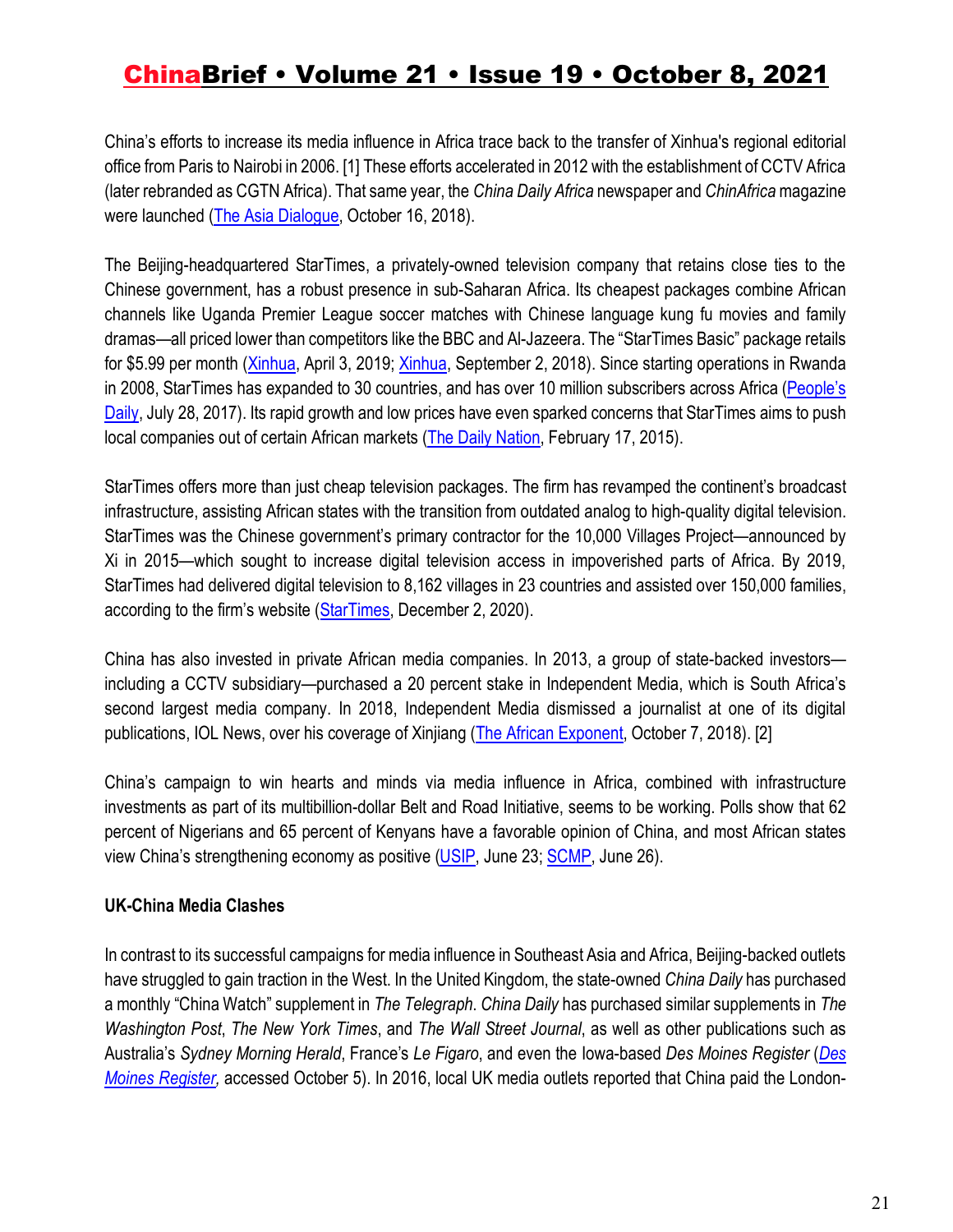China's efforts to increase its media influence in Africa trace back to the transfer of Xinhua's regional editorial office from Paris to Nairobi in 2006. [1] These efforts accelerated in 2012 with the establishment of CCTV Africa (later rebranded as CGTN Africa). That same year, the *China Daily Africa* newspaper and *ChinAfrica* magazine were launched (The Asia Dialogue, October 16, 2018).

The Beijing-headquartered StarTimes, a privately-owned television company that retains close ties to the Chinese government, has a robust presence in sub-Saharan Africa. Its cheapest packages combine African channels like Uganda Premier League soccer matches with Chinese language kung fu movies and family dramas—all priced lower than competitors like the BBC and Al-Jazeera. The "StarTimes Basic" package retails for $5.99 per month (Xinhua, April 3, 2019; Xinhua, September 2, 2018). Since starting operations in Rwanda in 2008, StarTimes has expanded to 30 countries, and has over 10 million subscribers across Africa (People's Daily, July 28, 2017). Its rapid growth and low prices have even sparked concerns that StarTimes aims to push local companies out of certain African markets (The Daily Nation, February 17, 2015).

StarTimes offers more than just cheap television packages. The firm has revamped the continent's broadcast infrastructure, assisting African states with the transition from outdated analog to high-quality digital television. StarTimes was the Chinese government's primary contractor for the 10,000 Villages Project—announced by Xi in 2015—which sought to increase digital television access in impoverished parts of Africa. By 2019, StarTimes had delivered digital television to 8,162 villages in 23 countries and assisted over 150,000 families, according to the firm's website (StarTimes, December 2, 2020).

China has also invested in private African media companies. In 2013, a group of state-backed investors—including a CCTV subsidiary—purchased a 20 percent stake in Independent Media, which is South Africa's second largest media company. In 2018, Independent Media dismissed a journalist at one of its digital publications, IOL News, over his coverage of Xinjiang (The African Exponent, October 7, 2018). [2]

China's campaign to win hearts and minds via media influence in Africa, combined with infrastructure investments as part of its multibillion-dollar Belt and Road Initiative, seems to be working. Polls show that 62 percent of Nigerians and 65 percent of Kenyans have a favorable opinion of China, and most African states view China's strengthening economy as positive (USIP, June 23; SCMP, June 26).

**UK-China Media Clashes**

In contrast to its successful campaigns for media influence in Southeast Asia and Africa, Beijing-backed outlets have struggled to gain traction in the West. In the United Kingdom, the state-owned *China Daily* has purchased a monthly "China Watch" supplement in *The Telegraph*. *China Daily* has purchased similar supplements in *The Washington Post*, *The New York Times*, and *The Wall Street Journal*, as well as other publications such as Australia's *Sydney Morning Herald*, France's *Le Figaro*, and even the Iowa-based *Des Moines Register* (*Des Moines Register*, accessed October 5). In 2016, local UK media outlets reported that China paid the London-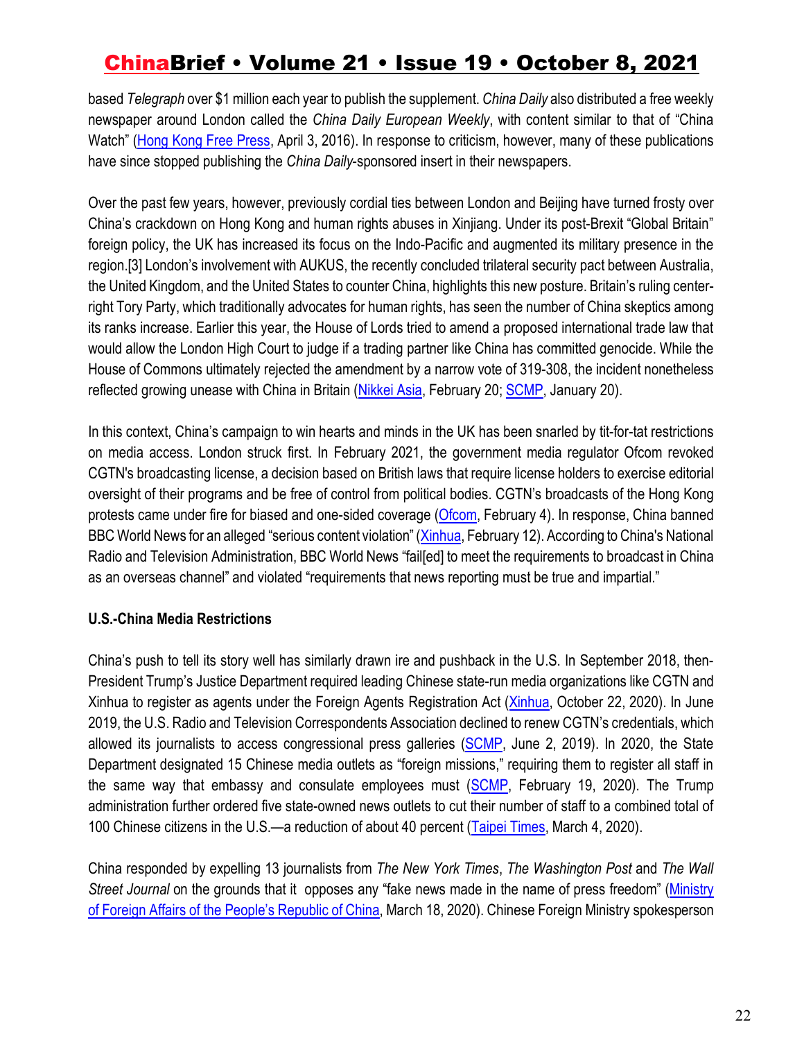based *Telegraph* over $1 million each year to publish the supplement. *China Daily* also distributed a free weekly newspaper around London called the *China Daily European Weekly*, with content similar to that of "China Watch" (Hong Kong Free Press, April 3, 2016). In response to criticism, however, many of these publications have since stopped publishing the *China Daily*-sponsored insert in their newspapers.

Over the past few years, however, previously cordial ties between London and Beijing have turned frosty over China's crackdown on Hong Kong and human rights abuses in Xinjiang. Under its post-Brexit "Global Britain" foreign policy, the UK has increased its focus on the Indo-Pacific and augmented its military presence in the region.[3] London's involvement with AUKUS, the recently concluded trilateral security pact between Australia, the United Kingdom, and the United States to counter China, highlights this new posture. Britain's ruling center-right Tory Party, which traditionally advocates for human rights, has seen the number of China skeptics among its ranks increase. Earlier this year, the House of Lords tried to amend a proposed international trade law that would allow the London High Court to judge if a trading partner like China has committed genocide. While the House of Commons ultimately rejected the amendment by a narrow vote of 319-308, the incident nonetheless reflected growing unease with China in Britain (Nikkei Asia, February 20; SCMP, January 20).

In this context, China's campaign to win hearts and minds in the UK has been snarled by tit-for-tat restrictions on media access. London struck first. In February 2021, the government media regulator Ofcom revoked CGTN's broadcasting license, a decision based on British laws that require license holders to exercise editorial oversight of their programs and be free of control from political bodies. CGTN's broadcasts of the Hong Kong protests came under fire for biased and one-sided coverage (Ofcom, February 4). In response, China banned BBC World News for an alleged "serious content violation" (Xinhua, February 12). According to China's National Radio and Television Administration, BBC World News "fail[ed] to meet the requirements to broadcast in China as an overseas channel" and violated "requirements that news reporting must be true and impartial."

**U.S.-China Media Restrictions**

China's push to tell its story well has similarly drawn ire and pushback in the U.S. In September 2018, then-President Trump's Justice Department required leading Chinese state-run media organizations like CGTN and Xinhua to register as agents under the Foreign Agents Registration Act (Xinhua, October 22, 2020). In June 2019, the U.S. Radio and Television Correspondents Association declined to renew CGTN's credentials, which allowed its journalists to access congressional press galleries (SCMP, June 2, 2019). In 2020, the State Department designated 15 Chinese media outlets as "foreign missions," requiring them to register all staff in the same way that embassy and consulate employees must (SCMP, February 19, 2020). The Trump administration further ordered five state-owned news outlets to cut their number of staff to a combined total of 100 Chinese citizens in the U.S.—a reduction of about 40 percent (Taipei Times, March 4, 2020).

China responded by expelling 13 journalists from *The New York Times*, *The Washington Post* and *The Wall Street Journal* on the grounds that it opposes any "fake news made in the name of press freedom" (Ministry of Foreign Affairs of the People's Republic of China, March 18, 2020). Chinese Foreign Ministry spokesperson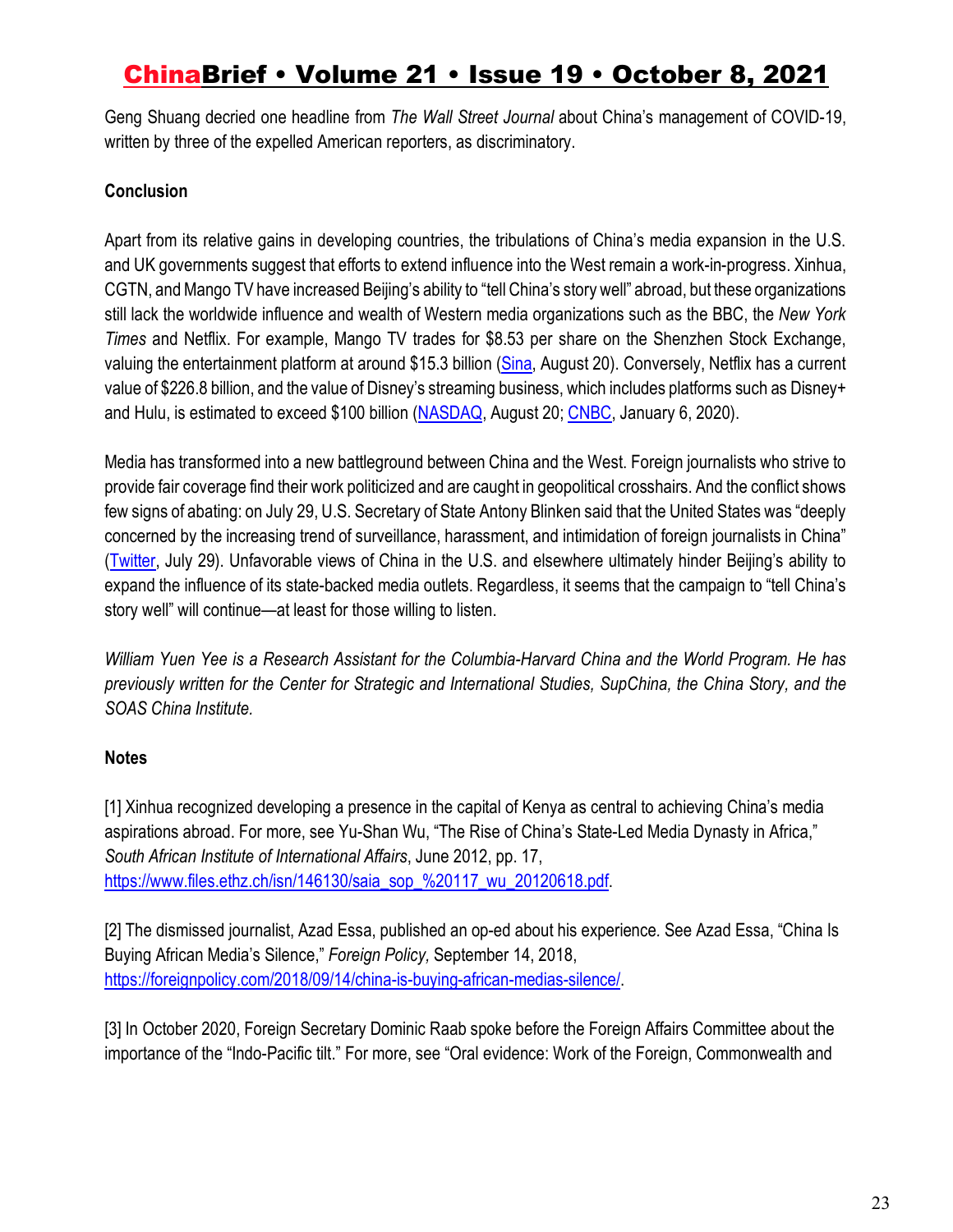Geng Shuang decried one headline from *The Wall Street Journal* about China's management of COVID-19, written by three of the expelled American reporters, as discriminatory.

**Conclusion**

Apart from its relative gains in developing countries, the tribulations of China's media expansion in the U.S. and UK governments suggest that efforts to extend influence into the West remain a work-in-progress. Xinhua, CGTN, and Mango TV have increased Beijing's ability to "tell China's story well" abroad, but these organizations still lack the worldwide influence and wealth of Western media organizations such as the BBC, the *New York Times* and Netflix. For example, Mango TV trades for $8.53 per share on the Shenzhen Stock Exchange, valuing the entertainment platform at around $15.3 billion (Sina, August 20). Conversely, Netflix has a current value of $226.8 billion, and the value of Disney's streaming business, which includes platforms such as Disney+ and Hulu, is estimated to exceed $100 billion (NASDAQ, August 20; CNBC, January 6, 2020).

Media has transformed into a new battleground between China and the West. Foreign journalists who strive to provide fair coverage find their work politicized and are caught in geopolitical crosshairs. And the conflict shows few signs of abating: on July 29, U.S. Secretary of State Antony Blinken said that the United States was "deeply concerned by the increasing trend of surveillance, harassment, and intimidation of foreign journalists in China" (Twitter, July 29). Unfavorable views of China in the U.S. and elsewhere ultimately hinder Beijing's ability to expand the influence of its state-backed media outlets. Regardless, it seems that the campaign to "tell China's story well" will continue—at least for those willing to listen.

*William Yuen Yee is a Research Assistant for the Columbia-Harvard China and the World Program. He has previously written for the Center for Strategic and International Studies, SupChina, the China Story, and the SOAS China Institute.*

**Notes**

[1] Xinhua recognized developing a presence in the capital of Kenya as central to achieving China's media aspirations abroad. For more, see Yu-Shan Wu, "The Rise of China's State-Led Media Dynasty in Africa," *South African Institute of International Affairs*, June 2012, pp. 17, https://www.files.ethz.ch/isn/146130/saia_sop_%20117_wu_20120618.pdf.

[2] The dismissed journalist, Azad Essa, published an op-ed about his experience. See Azad Essa, "China Is Buying African Media's Silence," *Foreign Policy,* September 14, 2018, https://foreignpolicy.com/2018/09/14/china-is-buying-african-medias-silence/.

[3] In October 2020, Foreign Secretary Dominic Raab spoke before the Foreign Affairs Committee about the importance of the "Indo-Pacific tilt." For more, see "Oral evidence: Work of the Foreign, Commonwealth and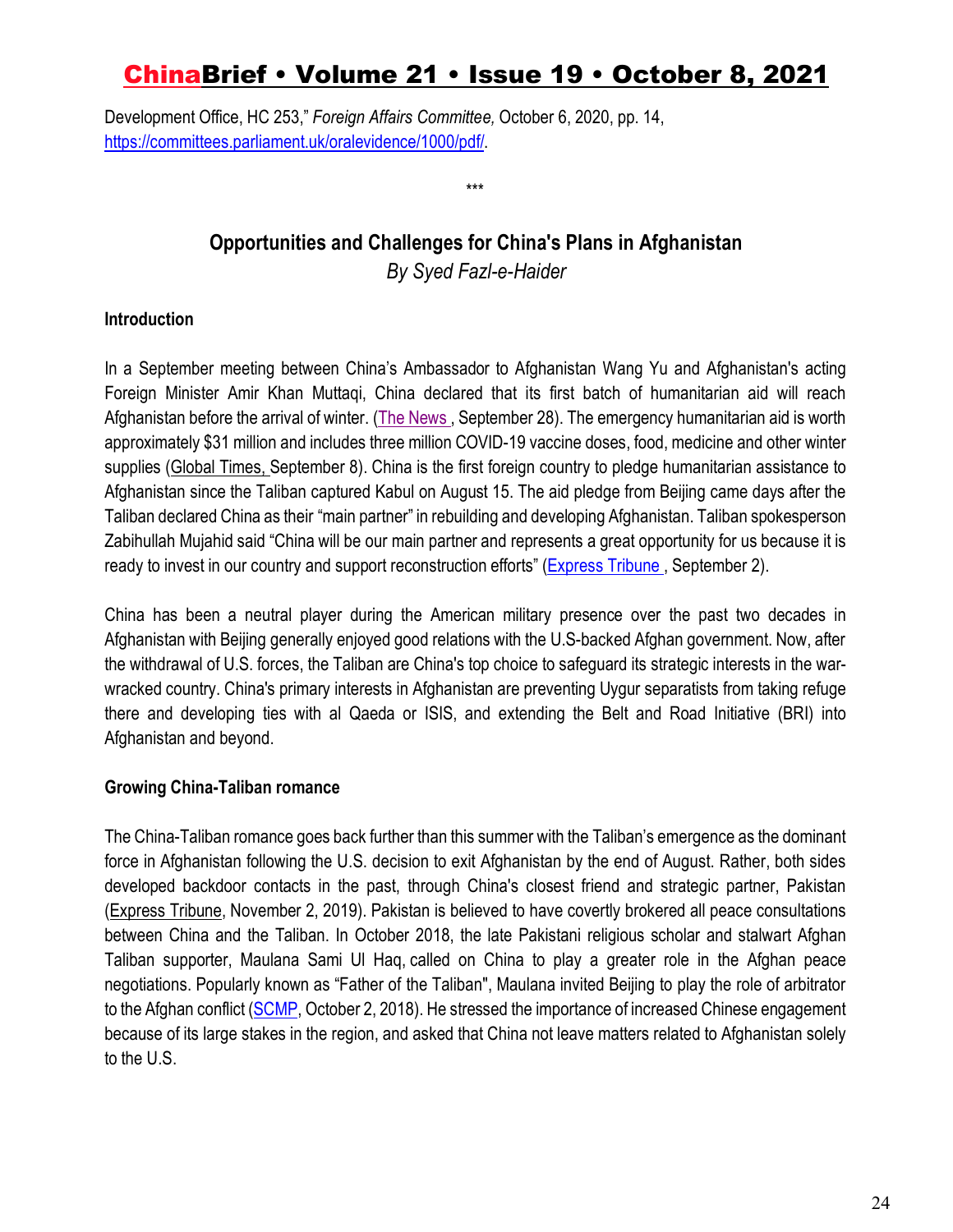Development Office, HC 253," *Foreign Affairs Committee,* October 6, 2020, pp. 14, https://committees.parliament.uk/oralevidence/1000/pdf/.

\*\*\*

## Opportunities and Challenges for China's Plans in Afghanistan

*By Syed Fazl-e-Haider*

### Introduction

In a September meeting between China's Ambassador to Afghanistan Wang Yu and Afghanistan's acting Foreign Minister Amir Khan Muttaqi, China declared that its first batch of humanitarian aid will reach Afghanistan before the arrival of winter. (The News , September 28). The emergency humanitarian aid is worth approximately $31 million and includes three million COVID-19 vaccine doses, food, medicine and other winter supplies (Global Times, September 8). China is the first foreign country to pledge humanitarian assistance to Afghanistan since the Taliban captured Kabul on August 15. The aid pledge from Beijing came days after the Taliban declared China as their "main partner" in rebuilding and developing Afghanistan. Taliban spokesperson Zabihullah Mujahid said "China will be our main partner and represents a great opportunity for us because it is ready to invest in our country and support reconstruction efforts" (Express Tribune , September 2).

China has been a neutral player during the American military presence over the past two decades in Afghanistan with Beijing generally enjoyed good relations with the U.S-backed Afghan government. Now, after the withdrawal of U.S. forces, the Taliban are China's top choice to safeguard its strategic interests in the war-wracked country. China's primary interests in Afghanistan are preventing Uygur separatists from taking refuge there and developing ties with al Qaeda or ISIS, and extending the Belt and Road Initiative (BRI) into Afghanistan and beyond.

### Growing China-Taliban romance

The China-Taliban romance goes back further than this summer with the Taliban's emergence as the dominant force in Afghanistan following the U.S. decision to exit Afghanistan by the end of August. Rather, both sides developed backdoor contacts in the past, through China's closest friend and strategic partner, Pakistan (Express Tribune, November 2, 2019). Pakistan is believed to have covertly brokered all peace consultations between China and the Taliban. In October 2018, the late Pakistani religious scholar and stalwart Afghan Taliban supporter, Maulana Sami Ul Haq, called on China to play a greater role in the Afghan peace negotiations. Popularly known as "Father of the Taliban", Maulana invited Beijing to play the role of arbitrator to the Afghan conflict (SCMP, October 2, 2018). He stressed the importance of increased Chinese engagement because of its large stakes in the region, and asked that China not leave matters related to Afghanistan solely to the U.S.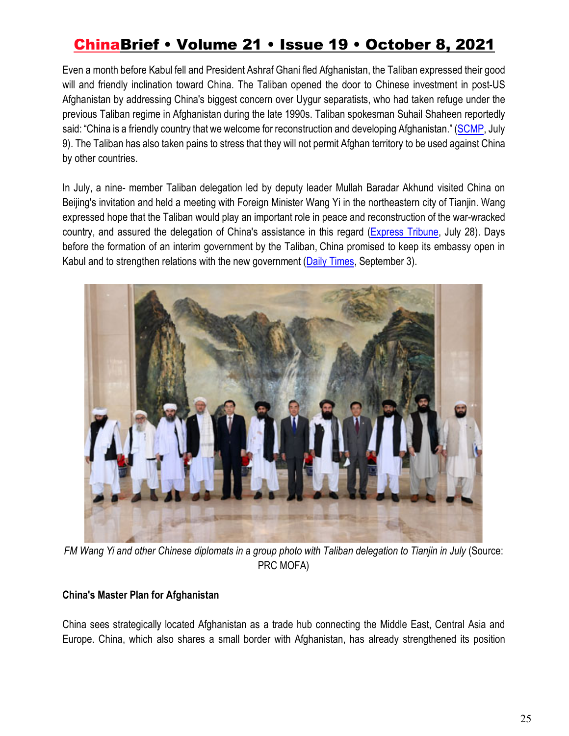Even a month before Kabul fell and President Ashraf Ghani fled Afghanistan, the Taliban expressed their good will and friendly inclination toward China. The Taliban opened the door to Chinese investment in post-US Afghanistan by addressing China's biggest concern over Uygur separatists, who had taken refuge under the previous Taliban regime in Afghanistan during the late 1990s. Taliban spokesman Suhail Shaheen reportedly said: "China is a friendly country that we welcome for reconstruction and developing Afghanistan." (SCMP, July 9). The Taliban has also taken pains to stress that they will not permit Afghan territory to be used against China by other countries.

In July, a nine- member Taliban delegation led by deputy leader Mullah Baradar Akhund visited China on Beijing's invitation and held a meeting with Foreign Minister Wang Yi in the northeastern city of Tianjin. Wang expressed hope that the Taliban would play an important role in peace and reconstruction of the war-wracked country, and assured the delegation of China's assistance in this regard (Express Tribune, July 28). Days before the formation of an interim government by the Taliban, China promised to keep its embassy open in Kabul and to strengthen relations with the new government (Daily Times, September 3).

*FM Wang Yi and other Chinese diplomats in a group photo with Taliban delegation to Tianjin in July* (Source: PRC MOFA)

**China's Master Plan for Afghanistan**

China sees strategically located Afghanistan as a trade hub connecting the Middle East, Central Asia and Europe. China, which also shares a small border with Afghanistan, has already strengthened its position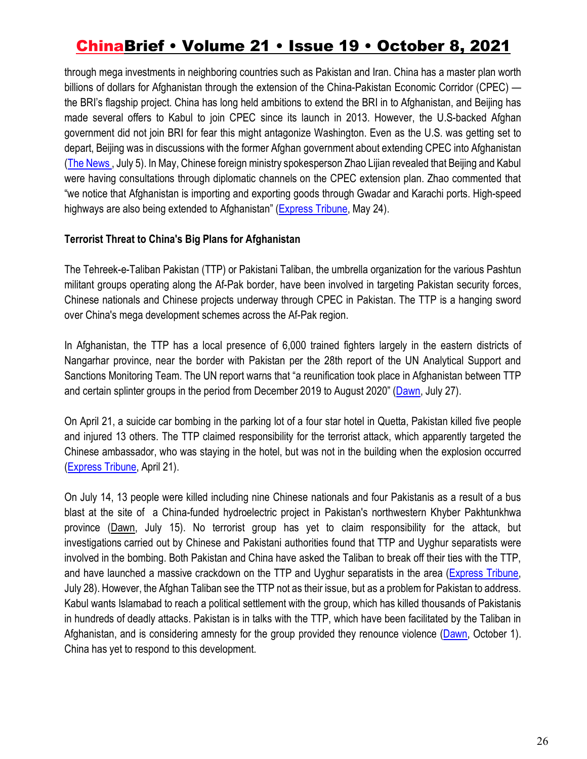through mega investments in neighboring countries such as Pakistan and Iran. China has a master plan worth billions of dollars for Afghanistan through the extension of the China-Pakistan Economic Corridor (CPEC) — the BRI's flagship project. China has long held ambitions to extend the BRI in to Afghanistan, and Beijing has made several offers to Kabul to join CPEC since its launch in 2013. However, the U.S-backed Afghan government did not join BRI for fear this might antagonize Washington. Even as the U.S. was getting set to depart, Beijing was in discussions with the former Afghan government about extending CPEC into Afghanistan (The News , July 5). In May, Chinese foreign ministry spokesperson Zhao Lijian revealed that Beijing and Kabul were having consultations through diplomatic channels on the CPEC extension plan. Zhao commented that "we notice that Afghanistan is importing and exporting goods through Gwadar and Karachi ports. High-speed highways are also being extended to Afghanistan" (Express Tribune, May 24).

**Terrorist Threat to China's Big Plans for Afghanistan**

The Tehreek-e-Taliban Pakistan (TTP) or Pakistani Taliban, the umbrella organization for the various Pashtun militant groups operating along the Af-Pak border, have been involved in targeting Pakistan security forces, Chinese nationals and Chinese projects underway through CPEC in Pakistan. The TTP is a hanging sword over China's mega development schemes across the Af-Pak region.

In Afghanistan, the TTP has a local presence of 6,000 trained fighters largely in the eastern districts of Nangarhar province, near the border with Pakistan per the 28th report of the UN Analytical Support and Sanctions Monitoring Team. The UN report warns that "a reunification took place in Afghanistan between TTP and certain splinter groups in the period from December 2019 to August 2020" (Dawn, July 27).

On April 21, a suicide car bombing in the parking lot of a four star hotel in Quetta, Pakistan killed five people and injured 13 others. The TTP claimed responsibility for the terrorist attack, which apparently targeted the Chinese ambassador, who was staying in the hotel, but was not in the building when the explosion occurred (Express Tribune, April 21).

On July 14, 13 people were killed including nine Chinese nationals and four Pakistanis as a result of a bus blast at the site of a China-funded hydroelectric project in Pakistan's northwestern Khyber Pakhtunkhwa province (Dawn, July 15). No terrorist group has yet to claim responsibility for the attack, but investigations carried out by Chinese and Pakistani authorities found that TTP and Uyghur separatists were involved in the bombing. Both Pakistan and China have asked the Taliban to break off their ties with the TTP, and have launched a massive crackdown on the TTP and Uyghur separatists in the area (Express Tribune, July 28). However, the Afghan Taliban see the TTP not as their issue, but as a problem for Pakistan to address. Kabul wants Islamabad to reach a political settlement with the group, which has killed thousands of Pakistanis in hundreds of deadly attacks. Pakistan is in talks with the TTP, which have been facilitated by the Taliban in Afghanistan, and is considering amnesty for the group provided they renounce violence (Dawn, October 1). China has yet to respond to this development.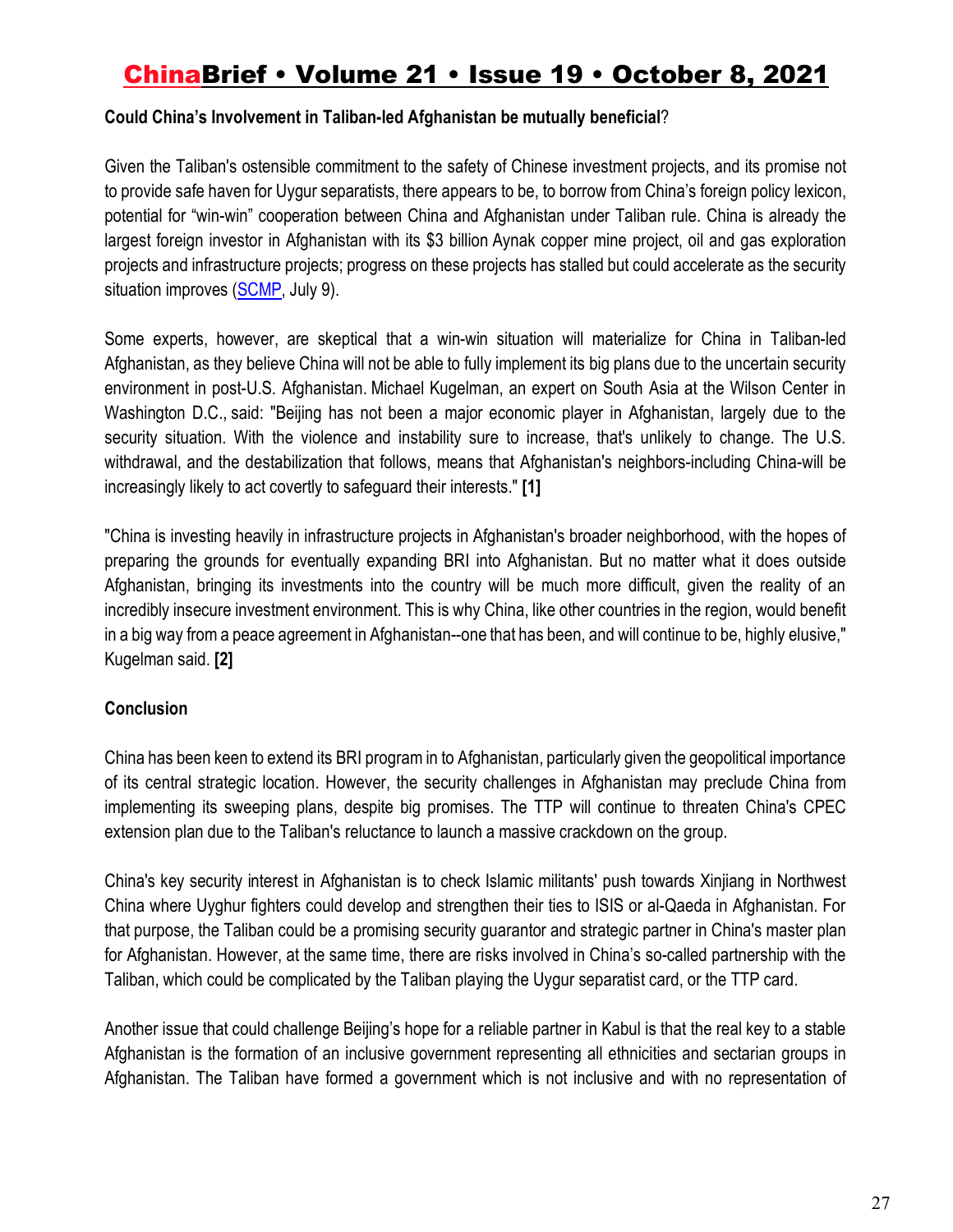**Could China's Involvement in Taliban-led Afghanistan be mutually beneficial**?

Given the Taliban's ostensible commitment to the safety of Chinese investment projects, and its promise not to provide safe haven for Uygur separatists, there appears to be, to borrow from China's foreign policy lexicon, potential for "win-win" cooperation between China and Afghanistan under Taliban rule. China is already the largest foreign investor in Afghanistan with its $3 billion Aynak copper mine project, oil and gas exploration projects and infrastructure projects; progress on these projects has stalled but could accelerate as the security situation improves (SCMP, July 9).

Some experts, however, are skeptical that a win-win situation will materialize for China in Taliban-led Afghanistan, as they believe China will not be able to fully implement its big plans due to the uncertain security environment in post-U.S. Afghanistan. Michael Kugelman, an expert on South Asia at the Wilson Center in Washington D.C., said: "Beijing has not been a major economic player in Afghanistan, largely due to the security situation. With the violence and instability sure to increase, that's unlikely to change. The U.S. withdrawal, and the destabilization that follows, means that Afghanistan's neighbors-including China-will be increasingly likely to act covertly to safeguard their interests." **[1]**

"China is investing heavily in infrastructure projects in Afghanistan's broader neighborhood, with the hopes of preparing the grounds for eventually expanding BRI into Afghanistan. But no matter what it does outside Afghanistan, bringing its investments into the country will be much more difficult, given the reality of an incredibly insecure investment environment. This is why China, like other countries in the region, would benefit in a big way from a peace agreement in Afghanistan--one that has been, and will continue to be, highly elusive," Kugelman said. **[2]**

**Conclusion**

China has been keen to extend its BRI program in to Afghanistan, particularly given the geopolitical importance of its central strategic location. However, the security challenges in Afghanistan may preclude China from implementing its sweeping plans, despite big promises. The TTP will continue to threaten China's CPEC extension plan due to the Taliban's reluctance to launch a massive crackdown on the group.

China's key security interest in Afghanistan is to check Islamic militants' push towards Xinjiang in Northwest China where Uyghur fighters could develop and strengthen their ties to ISIS or al-Qaeda in Afghanistan. For that purpose, the Taliban could be a promising security guarantor and strategic partner in China's master plan for Afghanistan. However, at the same time, there are risks involved in China's so-called partnership with the Taliban, which could be complicated by the Taliban playing the Uygur separatist card, or the TTP card.

Another issue that could challenge Beijing's hope for a reliable partner in Kabul is that the real key to a stable Afghanistan is the formation of an inclusive government representing all ethnicities and sectarian groups in Afghanistan. The Taliban have formed a government which is not inclusive and with no representation of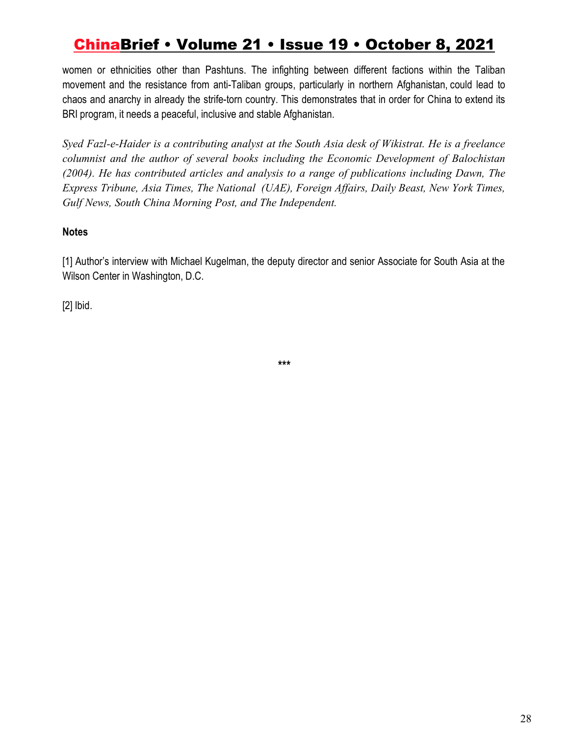women or ethnicities other than Pashtuns. The infighting between different factions within the Taliban movement and the resistance from anti-Taliban groups, particularly in northern Afghanistan, could lead to chaos and anarchy in already the strife-torn country. This demonstrates that in order for China to extend its BRI program, it needs a peaceful, inclusive and stable Afghanistan.

*Syed Fazl-e-Haider is a contributing analyst at the South Asia desk of Wikistrat. He is a freelance columnist and the author of several books including the Economic Development of Balochistan (2004). He has contributed articles and analysis to a range of publications including Dawn, The Express Tribune, Asia Times, The National (UAE), Foreign Affairs, Daily Beast, New York Times, Gulf News, South China Morning Post, and The Independent.*

**Notes**

[1] Author's interview with Michael Kugelman, the deputy director and senior Associate for South Asia at the Wilson Center in Washington, D.C.

[2] Ibid.

***